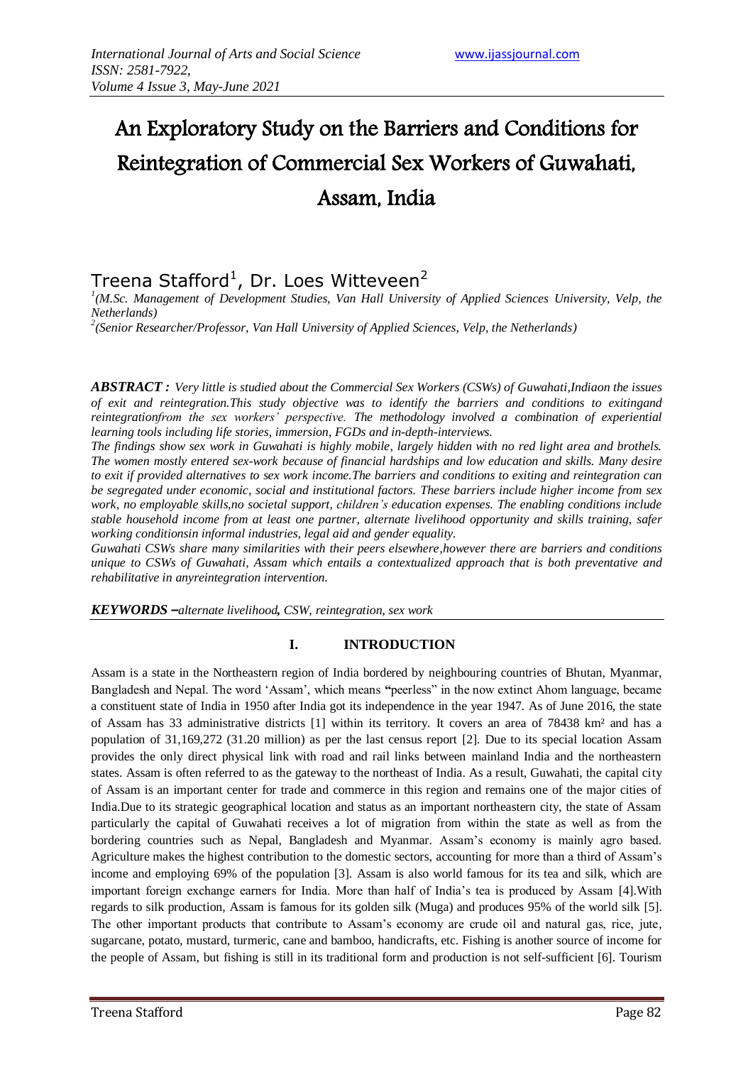# An Exploratory Study on the Barriers and Conditions for Reintegration of Commercial Sex Workers of Guwahati, Assam, India

Treena Stafford[1], Dr. Loes Witteveen[2]

[1](M.Sc. Management of Development Studies, Van Hall University of Applied Sciences University, Velp, the Netherlands)

[2](Senior Researcher/Professor, Van Hall University of Applied Sciences, Velp, the Netherlands)

***ABSTRACT :*** *Very little is studied about the Commercial Sex Workers (CSWs) of Guwahati,Indiaon the issues of exit and reintegration.This study objective was to identify the barriers and conditions to exitingand reintegrationfrom the sex workers' perspective. The methodology involved a combination of experiential learning tools including life stories, immersion, FGDs and in-depth-interviews.*

*The findings show sex work in Guwahati is highly mobile, largely hidden with no red light area and brothels. The women mostly entered sex-work because of financial hardships and low education and skills. Many desire to exit if provided alternatives to sex work income.The barriers and conditions to exiting and reintegration can be segregated under economic, social and institutional factors. These barriers include higher income from sex work, no employable skills,no societal support, children's education expenses. The enabling conditions include stable household income from at least one partner, alternate livelihood opportunity and skills training, safer working conditionsin informal industries, legal aid and gender equality.*

*Guwahati CSWs share many similarities with their peers elsewhere,however there are barriers and conditions unique to CSWs of Guwahati, Assam which entails a contextualized approach that is both preventative and rehabilitative in anyreintegration intervention.*

***KEYWORDS –****alternate livelihood**,** CSW, reintegration, sex work*

## I. INTRODUCTION

Assam is a state in the Northeastern region of India bordered by neighbouring countries of Bhutan, Myanmar, Bangladesh and Nepal. The word 'Assam', which means "peerless" in the now extinct Ahom language, became a constituent state of India in 1950 after India got its independence in the year 1947. As of June 2016, the state of Assam has 33 administrative districts [1] within its territory. It covers an area of 78438 km² and has a population of 31,169,272 (31.20 million) as per the last census report [2]. Due to its special location Assam provides the only direct physical link with road and rail links between mainland India and the northeastern states. Assam is often referred to as the gateway to the northeast of India. As a result, Guwahati, the capital city of Assam is an important center for trade and commerce in this region and remains one of the major cities of India.Due to its strategic geographical location and status as an important northeastern city, the state of Assam particularly the capital of Guwahati receives a lot of migration from within the state as well as from the bordering countries such as Nepal, Bangladesh and Myanmar. Assam's economy is mainly agro based. Agriculture makes the highest contribution to the domestic sectors, accounting for more than a third of Assam's income and employing 69% of the population [3]. Assam is also world famous for its tea and silk, which are important foreign exchange earners for India. More than half of India's tea is produced by Assam [4].With regards to silk production, Assam is famous for its golden silk (Muga) and produces 95% of the world silk [5]. The other important products that contribute to Assam's economy are crude oil and natural gas, rice, jute, sugarcane, potato, mustard, turmeric, cane and bamboo, handicrafts, etc. Fishing is another source of income for the people of Assam, but fishing is still in its traditional form and production is not self-sufficient [6]. Tourism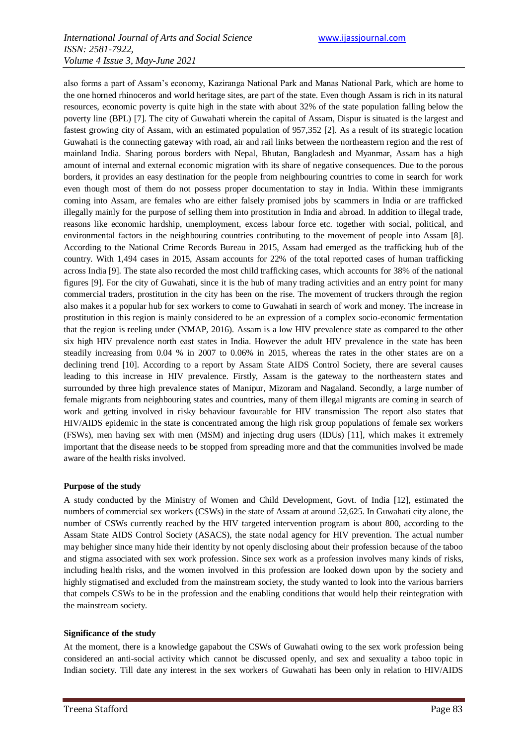also forms a part of Assam's economy, Kaziranga National Park and Manas National Park, which are home to the one horned rhinoceros and world heritage sites, are part of the state. Even though Assam is rich in its natural resources, economic poverty is quite high in the state with about 32% of the state population falling below the poverty line (BPL) [7]. The city of Guwahati wherein the capital of Assam, Dispur is situated is the largest and fastest growing city of Assam, with an estimated population of 957,352 [2]. As a result of its strategic location Guwahati is the connecting gateway with road, air and rail links between the northeastern region and the rest of mainland India. Sharing porous borders with Nepal, Bhutan, Bangladesh and Myanmar, Assam has a high amount of internal and external economic migration with its share of negative consequences. Due to the porous borders, it provides an easy destination for the people from neighbouring countries to come in search for work even though most of them do not possess proper documentation to stay in India. Within these immigrants coming into Assam, are females who are either falsely promised jobs by scammers in India or are trafficked illegally mainly for the purpose of selling them into prostitution in India and abroad. In addition to illegal trade, reasons like economic hardship, unemployment, excess labour force etc. together with social, political, and environmental factors in the neighbouring countries contributing to the movement of people into Assam [8]. According to the National Crime Records Bureau in 2015, Assam had emerged as the trafficking hub of the country. With 1,494 cases in 2015, Assam accounts for 22% of the total reported cases of human trafficking across India [9]. The state also recorded the most child trafficking cases, which accounts for 38% of the national figures [9]. For the city of Guwahati, since it is the hub of many trading activities and an entry point for many commercial traders, prostitution in the city has been on the rise. The movement of truckers through the region also makes it a popular hub for sex workers to come to Guwahati in search of work and money. The increase in prostitution in this region is mainly considered to be an expression of a complex socio-economic fermentation that the region is reeling under (NMAP, 2016). Assam is a low HIV prevalence state as compared to the other six high HIV prevalence north east states in India. However the adult HIV prevalence in the state has been steadily increasing from 0.04 % in 2007 to 0.06% in 2015, whereas the rates in the other states are on a declining trend [10]. According to a report by Assam State AIDS Control Society, there are several causes leading to this increase in HIV prevalence. Firstly, Assam is the gateway to the northeastern states and surrounded by three high prevalence states of Manipur, Mizoram and Nagaland. Secondly, a large number of female migrants from neighbouring states and countries, many of them illegal migrants are coming in search of work and getting involved in risky behaviour favourable for HIV transmission The report also states that HIV/AIDS epidemic in the state is concentrated among the high risk group populations of female sex workers (FSWs), men having sex with men (MSM) and injecting drug users (IDUs) [11], which makes it extremely important that the disease needs to be stopped from spreading more and that the communities involved be made aware of the health risks involved.

**Purpose of the study**

A study conducted by the Ministry of Women and Child Development, Govt. of India [12], estimated the numbers of commercial sex workers (CSWs) in the state of Assam at around 52,625. In Guwahati city alone, the number of CSWs currently reached by the HIV targeted intervention program is about 800, according to the Assam State AIDS Control Society (ASACS), the state nodal agency for HIV prevention. The actual number may behigher since many hide their identity by not openly disclosing about their profession because of the taboo and stigma associated with sex work profession. Since sex work as a profession involves many kinds of risks, including health risks, and the women involved in this profession are looked down upon by the society and highly stigmatised and excluded from the mainstream society, the study wanted to look into the various barriers that compels CSWs to be in the profession and the enabling conditions that would help their reintegration with the mainstream society.

**Significance of the study**

At the moment, there is a knowledge gapabout the CSWs of Guwahati owing to the sex work profession being considered an anti-social activity which cannot be discussed openly, and sex and sexuality a taboo topic in Indian society. Till date any interest in the sex workers of Guwahati has been only in relation to HIV/AIDS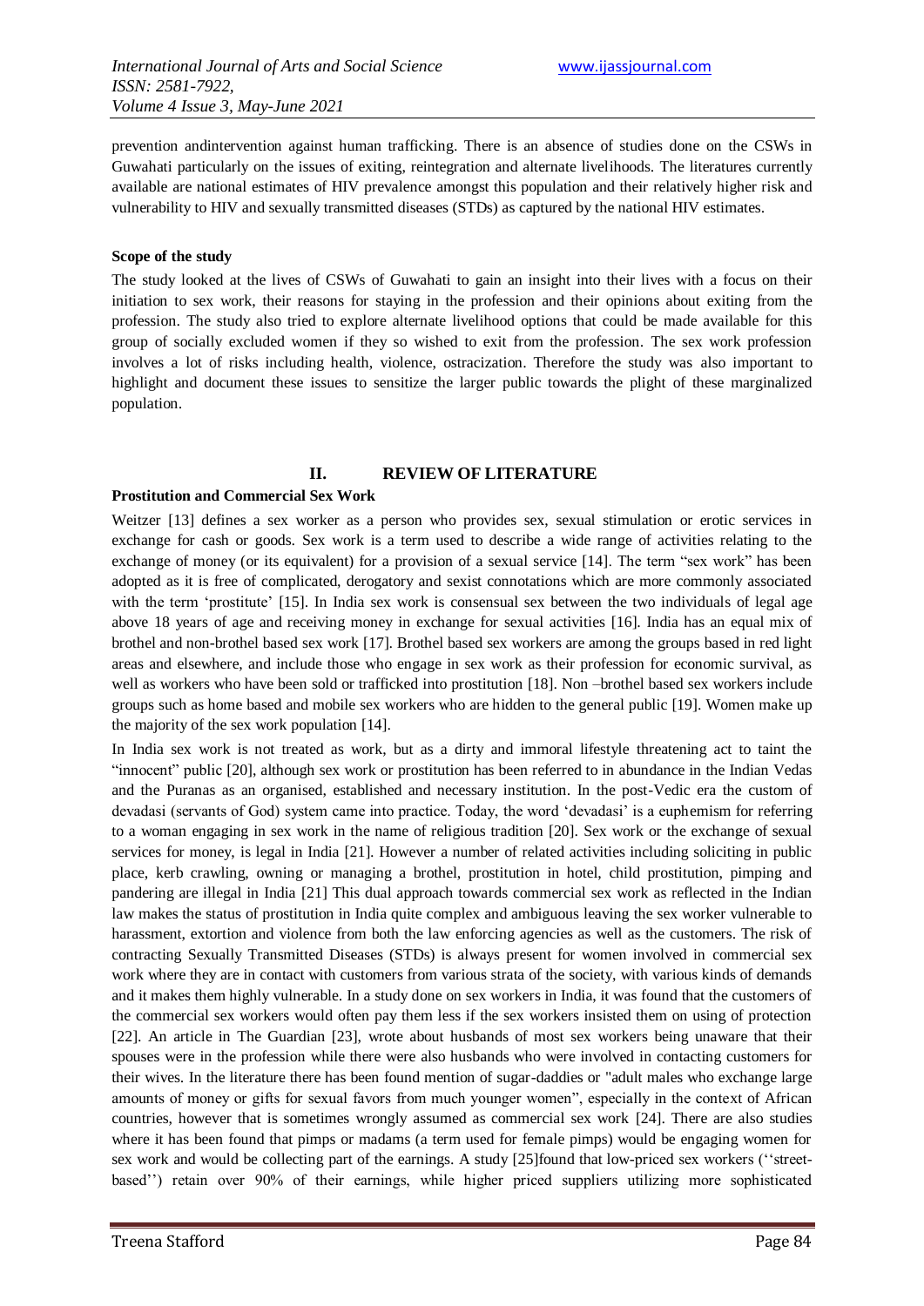prevention andintervention against human trafficking. There is an absence of studies done on the CSWs in Guwahati particularly on the issues of exiting, reintegration and alternate livelihoods. The literatures currently available are national estimates of HIV prevalence amongst this population and their relatively higher risk and vulnerability to HIV and sexually transmitted diseases (STDs) as captured by the national HIV estimates.

**Scope of the study**

The study looked at the lives of CSWs of Guwahati to gain an insight into their lives with a focus on their initiation to sex work, their reasons for staying in the profession and their opinions about exiting from the profession. The study also tried to explore alternate livelihood options that could be made available for this group of socially excluded women if they so wished to exit from the profession. The sex work profession involves a lot of risks including health, violence, ostracization. Therefore the study was also important to highlight and document these issues to sensitize the larger public towards the plight of these marginalized population.

## II. REVIEW OF LITERATURE

**Prostitution and Commercial Sex Work**

Weitzer [13] defines a sex worker as a person who provides sex, sexual stimulation or erotic services in exchange for cash or goods. Sex work is a term used to describe a wide range of activities relating to the exchange of money (or its equivalent) for a provision of a sexual service [14]. The term "sex work" has been adopted as it is free of complicated, derogatory and sexist connotations which are more commonly associated with the term 'prostitute' [15]. In India sex work is consensual sex between the two individuals of legal age above 18 years of age and receiving money in exchange for sexual activities [16]. India has an equal mix of brothel and non-brothel based sex work [17]. Brothel based sex workers are among the groups based in red light areas and elsewhere, and include those who engage in sex work as their profession for economic survival, as well as workers who have been sold or trafficked into prostitution [18]. Non –brothel based sex workers include groups such as home based and mobile sex workers who are hidden to the general public [19]. Women make up the majority of the sex work population [14].

In India sex work is not treated as work, but as a dirty and immoral lifestyle threatening act to taint the "innocent" public [20], although sex work or prostitution has been referred to in abundance in the Indian Vedas and the Puranas as an organised, established and necessary institution. In the post-Vedic era the custom of devadasi (servants of God) system came into practice. Today, the word 'devadasi' is a euphemism for referring to a woman engaging in sex work in the name of religious tradition [20]. Sex work or the exchange of sexual services for money, is legal in India [21]. However a number of related activities including soliciting in public place, kerb crawling, owning or managing a brothel, prostitution in hotel, child prostitution, pimping and pandering are illegal in India [21] This dual approach towards commercial sex work as reflected in the Indian law makes the status of prostitution in India quite complex and ambiguous leaving the sex worker vulnerable to harassment, extortion and violence from both the law enforcing agencies as well as the customers. The risk of contracting Sexually Transmitted Diseases (STDs) is always present for women involved in commercial sex work where they are in contact with customers from various strata of the society, with various kinds of demands and it makes them highly vulnerable. In a study done on sex workers in India, it was found that the customers of the commercial sex workers would often pay them less if the sex workers insisted them on using of protection [22]. An article in The Guardian [23], wrote about husbands of most sex workers being unaware that their spouses were in the profession while there were also husbands who were involved in contacting customers for their wives. In the literature there has been found mention of sugar-daddies or "adult males who exchange large amounts of money or gifts for sexual favors from much younger women", especially in the context of African countries, however that is sometimes wrongly assumed as commercial sex work [24]. There are also studies where it has been found that pimps or madams (a term used for female pimps) would be engaging women for sex work and would be collecting part of the earnings. A study [25]found that low-priced sex workers (''street-based'') retain over 90% of their earnings, while higher priced suppliers utilizing more sophisticated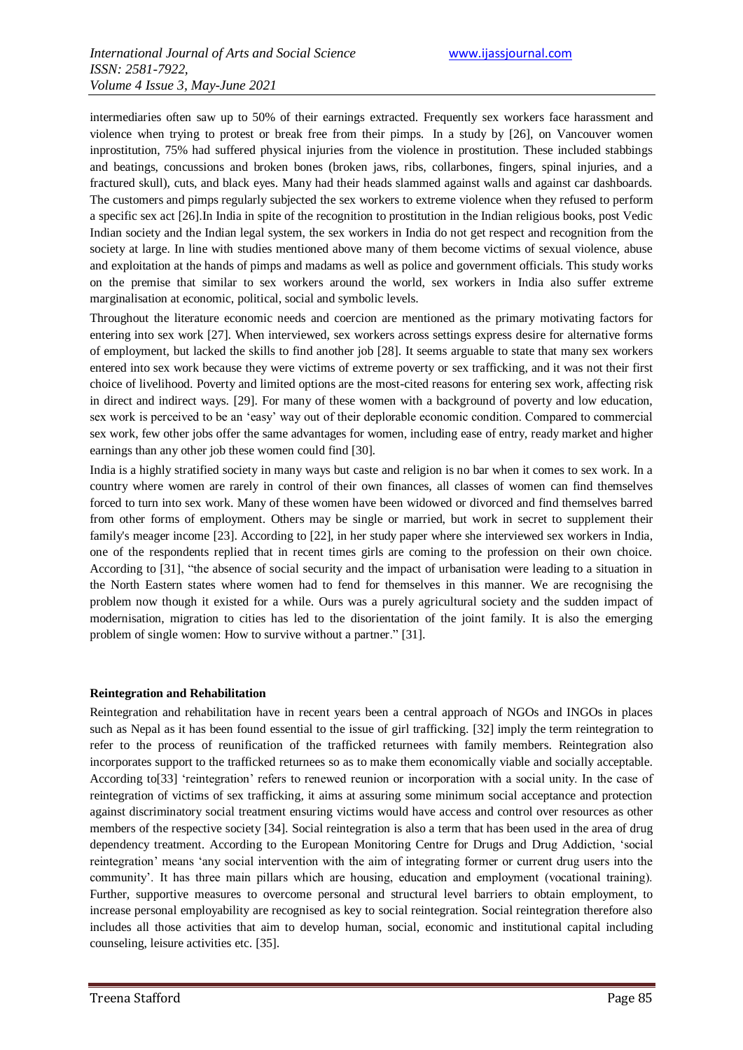intermediaries often saw up to 50% of their earnings extracted. Frequently sex workers face harassment and violence when trying to protest or break free from their pimps. In a study by [26], on Vancouver women inprostitution, 75% had suffered physical injuries from the violence in prostitution. These included stabbings and beatings, concussions and broken bones (broken jaws, ribs, collarbones, fingers, spinal injuries, and a fractured skull), cuts, and black eyes. Many had their heads slammed against walls and against car dashboards. The customers and pimps regularly subjected the sex workers to extreme violence when they refused to perform a specific sex act [26].In India in spite of the recognition to prostitution in the Indian religious books, post Vedic Indian society and the Indian legal system, the sex workers in India do not get respect and recognition from the society at large. In line with studies mentioned above many of them become victims of sexual violence, abuse and exploitation at the hands of pimps and madams as well as police and government officials. This study works on the premise that similar to sex workers around the world, sex workers in India also suffer extreme marginalisation at economic, political, social and symbolic levels.

Throughout the literature economic needs and coercion are mentioned as the primary motivating factors for entering into sex work [27]. When interviewed, sex workers across settings express desire for alternative forms of employment, but lacked the skills to find another job [28]. It seems arguable to state that many sex workers entered into sex work because they were victims of extreme poverty or sex trafficking, and it was not their first choice of livelihood. Poverty and limited options are the most-cited reasons for entering sex work, affecting risk in direct and indirect ways. [29]. For many of these women with a background of poverty and low education, sex work is perceived to be an 'easy' way out of their deplorable economic condition. Compared to commercial sex work, few other jobs offer the same advantages for women, including ease of entry, ready market and higher earnings than any other job these women could find [30].

India is a highly stratified society in many ways but caste and religion is no bar when it comes to sex work. In a country where women are rarely in control of their own finances, all classes of women can find themselves forced to turn into sex work. Many of these women have been widowed or divorced and find themselves barred from other forms of employment. Others may be single or married, but work in secret to supplement their family's meager income [23]. According to [22], in her study paper where she interviewed sex workers in India, one of the respondents replied that in recent times girls are coming to the profession on their own choice. According to [31], "the absence of social security and the impact of urbanisation were leading to a situation in the North Eastern states where women had to fend for themselves in this manner. We are recognising the problem now though it existed for a while. Ours was a purely agricultural society and the sudden impact of modernisation, migration to cities has led to the disorientation of the joint family. It is also the emerging problem of single women: How to survive without a partner." [31].

**Reintegration and Rehabilitation**

Reintegration and rehabilitation have in recent years been a central approach of NGOs and INGOs in places such as Nepal as it has been found essential to the issue of girl trafficking. [32] imply the term reintegration to refer to the process of reunification of the trafficked returnees with family members. Reintegration also incorporates support to the trafficked returnees so as to make them economically viable and socially acceptable. According to[33] 'reintegration' refers to renewed reunion or incorporation with a social unity. In the case of reintegration of victims of sex trafficking, it aims at assuring some minimum social acceptance and protection against discriminatory social treatment ensuring victims would have access and control over resources as other members of the respective society [34]. Social reintegration is also a term that has been used in the area of drug dependency treatment. According to the European Monitoring Centre for Drugs and Drug Addiction, 'social reintegration' means 'any social intervention with the aim of integrating former or current drug users into the community'. It has three main pillars which are housing, education and employment (vocational training). Further, supportive measures to overcome personal and structural level barriers to obtain employment, to increase personal employability are recognised as key to social reintegration. Social reintegration therefore also includes all those activities that aim to develop human, social, economic and institutional capital including counseling, leisure activities etc. [35].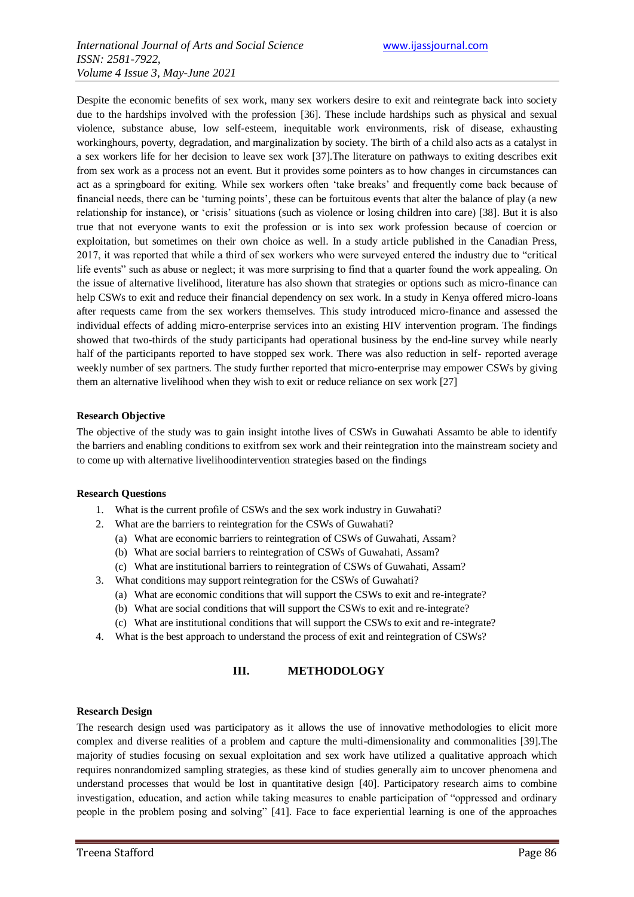Despite the economic benefits of sex work, many sex workers desire to exit and reintegrate back into society due to the hardships involved with the profession [36]. These include hardships such as physical and sexual violence, substance abuse, low self-esteem, inequitable work environments, risk of disease, exhausting workinghours, poverty, degradation, and marginalization by society. The birth of a child also acts as a catalyst in a sex workers life for her decision to leave sex work [37].The literature on pathways to exiting describes exit from sex work as a process not an event. But it provides some pointers as to how changes in circumstances can act as a springboard for exiting. While sex workers often 'take breaks' and frequently come back because of financial needs, there can be 'turning points', these can be fortuitous events that alter the balance of play (a new relationship for instance), or 'crisis' situations (such as violence or losing children into care) [38]. But it is also true that not everyone wants to exit the profession or is into sex work profession because of coercion or exploitation, but sometimes on their own choice as well. In a study article published in the Canadian Press, 2017, it was reported that while a third of sex workers who were surveyed entered the industry due to "critical life events" such as abuse or neglect; it was more surprising to find that a quarter found the work appealing. On the issue of alternative livelihood, literature has also shown that strategies or options such as micro-finance can help CSWs to exit and reduce their financial dependency on sex work. In a study in Kenya offered micro-loans after requests came from the sex workers themselves. This study introduced micro-finance and assessed the individual effects of adding micro-enterprise services into an existing HIV intervention program. The findings showed that two-thirds of the study participants had operational business by the end-line survey while nearly half of the participants reported to have stopped sex work. There was also reduction in self- reported average weekly number of sex partners. The study further reported that micro-enterprise may empower CSWs by giving them an alternative livelihood when they wish to exit or reduce reliance on sex work [27]

**Research Objective**

The objective of the study was to gain insight intothe lives of CSWs in Guwahati Assamto be able to identify the barriers and enabling conditions to exitfrom sex work and their reintegration into the mainstream society and to come up with alternative livelihoodintervention strategies based on the findings

**Research Questions**

1. What is the current profile of CSWs and the sex work industry in Guwahati?
2. What are the barriers to reintegration for the CSWs of Guwahati?
    (a) What are economic barriers to reintegration of CSWs of Guwahati, Assam?
    (b) What are social barriers to reintegration of CSWs of Guwahati, Assam?
    (c) What are institutional barriers to reintegration of CSWs of Guwahati, Assam?
3. What conditions may support reintegration for the CSWs of Guwahati?
    (a) What are economic conditions that will support the CSWs to exit and re-integrate?
    (b) What are social conditions that will support the CSWs to exit and re-integrate?
    (c) What are institutional conditions that will support the CSWs to exit and re-integrate?
4. What is the best approach to understand the process of exit and reintegration of CSWs?

## III. METHODOLOGY

**Research Design**

The research design used was participatory as it allows the use of innovative methodologies to elicit more complex and diverse realities of a problem and capture the multi-dimensionality and commonalities [39].The majority of studies focusing on sexual exploitation and sex work have utilized a qualitative approach which requires nonrandomized sampling strategies, as these kind of studies generally aim to uncover phenomena and understand processes that would be lost in quantitative design [40]. Participatory research aims to combine investigation, education, and action while taking measures to enable participation of "oppressed and ordinary people in the problem posing and solving" [41]. Face to face experiential learning is one of the approaches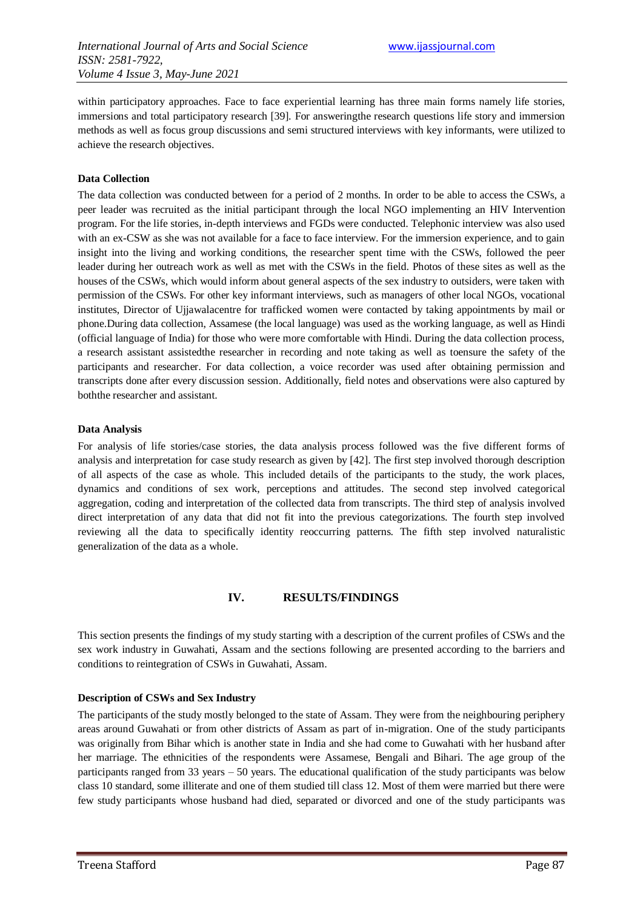within participatory approaches. Face to face experiential learning has three main forms namely life stories, immersions and total participatory research [39]. For answeringthe research questions life story and immersion methods as well as focus group discussions and semi structured interviews with key informants, were utilized to achieve the research objectives.

**Data Collection**

The data collection was conducted between for a period of 2 months. In order to be able to access the CSWs, a peer leader was recruited as the initial participant through the local NGO implementing an HIV Intervention program. For the life stories, in-depth interviews and FGDs were conducted. Telephonic interview was also used with an ex-CSW as she was not available for a face to face interview. For the immersion experience, and to gain insight into the living and working conditions, the researcher spent time with the CSWs, followed the peer leader during her outreach work as well as met with the CSWs in the field. Photos of these sites as well as the houses of the CSWs, which would inform about general aspects of the sex industry to outsiders, were taken with permission of the CSWs. For other key informant interviews, such as managers of other local NGOs, vocational institutes, Director of Ujjawalacentre for trafficked women were contacted by taking appointments by mail or phone.During data collection, Assamese (the local language) was used as the working language, as well as Hindi (official language of India) for those who were more comfortable with Hindi. During the data collection process, a research assistant assistedthe researcher in recording and note taking as well as toensure the safety of the participants and researcher. For data collection, a voice recorder was used after obtaining permission and transcripts done after every discussion session. Additionally, field notes and observations were also captured by boththe researcher and assistant.

**Data Analysis**

For analysis of life stories/case stories, the data analysis process followed was the five different forms of analysis and interpretation for case study research as given by [42]. The first step involved thorough description of all aspects of the case as whole. This included details of the participants to the study, the work places, dynamics and conditions of sex work, perceptions and attitudes. The second step involved categorical aggregation, coding and interpretation of the collected data from transcripts. The third step of analysis involved direct interpretation of any data that did not fit into the previous categorizations. The fourth step involved reviewing all the data to specifically identity reoccurring patterns. The fifth step involved naturalistic generalization of the data as a whole.

## IV. RESULTS/FINDINGS

This section presents the findings of my study starting with a description of the current profiles of CSWs and the sex work industry in Guwahati, Assam and the sections following are presented according to the barriers and conditions to reintegration of CSWs in Guwahati, Assam.

**Description of CSWs and Sex Industry**

The participants of the study mostly belonged to the state of Assam. They were from the neighbouring periphery areas around Guwahati or from other districts of Assam as part of in-migration. One of the study participants was originally from Bihar which is another state in India and she had come to Guwahati with her husband after her marriage. The ethnicities of the respondents were Assamese, Bengali and Bihari. The age group of the participants ranged from 33 years – 50 years. The educational qualification of the study participants was below class 10 standard, some illiterate and one of them studied till class 12. Most of them were married but there were few study participants whose husband had died, separated or divorced and one of the study participants was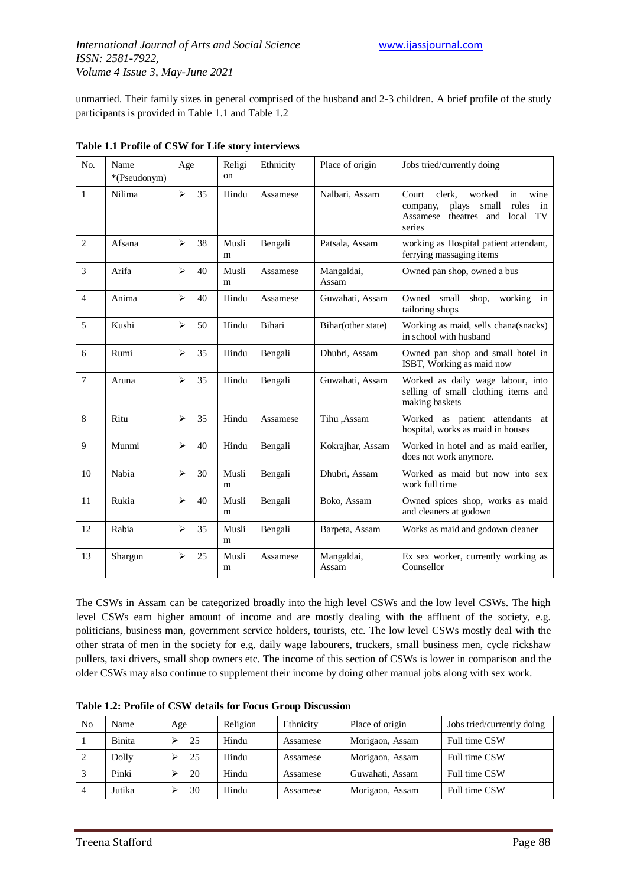unmarried. Their family sizes in general comprised of the husband and 2-3 children. A brief profile of the study participants is provided in Table 1.1 and Table 1.2

**Table 1.1 Profile of CSW for Life story interviews**

| No. | Name *(Pseudonym) | Age | Religion | Ethnicity | Place of origin | Jobs tried/currently doing |
|---|---|---|---|---|---|---|
| 1 | Nilima | ➢ 35 | Hindu | Assamese | Nalbari, Assam | Court clerk, worked in wine company, plays small roles in Assamese theatres and local TV series |
| 2 | Afsana | ➢ 38 | Muslim | Bengali | Patsala, Assam | working as Hospital patient attendant, ferrying massaging items |
| 3 | Arifa | ➢ 40 | Muslim | Assamese | Mangaldai, Assam | Owned pan shop, owned a bus |
| 4 | Anima | ➢ 40 | Hindu | Assamese | Guwahati, Assam | Owned small shop, working in tailoring shops |
| 5 | Kushi | ➢ 50 | Hindu | Bihari | Bihar(other state) | Working as maid, sells chana(snacks) in school with husband |
| 6 | Rumi | ➢ 35 | Hindu | Bengali | Dhubri, Assam | Owned pan shop and small hotel in ISBT, Working as maid now |
| 7 | Aruna | ➢ 35 | Hindu | Bengali | Guwahati, Assam | Worked as daily wage labour, into selling of small clothing items and making baskets |
| 8 | Ritu | ➢ 35 | Hindu | Assamese | Tihu ,Assam | Worked as patient attendants at hospital, works as maid in houses |
| 9 | Munmi | ➢ 40 | Hindu | Bengali | Kokrajhar, Assam | Worked in hotel and as maid earlier, does not work anymore. |
| 10 | Nabia | ➢ 30 | Muslim | Bengali | Dhubri, Assam | Worked as maid but now into sex work full time |
| 11 | Rukia | ➢ 40 | Muslim | Bengali | Boko, Assam | Owned spices shop, works as maid and cleaners at godown |
| 12 | Rabia | ➢ 35 | Muslim | Bengali | Barpeta, Assam | Works as maid and godown cleaner |
| 13 | Shargun | ➢ 25 | Muslim | Assamese | Mangaldai, Assam | Ex sex worker, currently working as Counsellor |

The CSWs in Assam can be categorized broadly into the high level CSWs and the low level CSWs. The high level CSWs earn higher amount of income and are mostly dealing with the affluent of the society, e.g. politicians, business man, government service holders, tourists, etc. The low level CSWs mostly deal with the other strata of men in the society for e.g. daily wage labourers, truckers, small business men, cycle rickshaw pullers, taxi drivers, small shop owners etc. The income of this section of CSWs is lower in comparison and the older CSWs may also continue to supplement their income by doing other manual jobs along with sex work.

**Table 1.2: Profile of CSW details for Focus Group Discussion**

| No | Name | Age | Religion | Ethnicity | Place of origin | Jobs tried/currently doing |
|---|---|---|---|---|---|---|
| 1 | Binita | ➢ 25 | Hindu | Assamese | Morigaon, Assam | Full time CSW |
| 2 | Dolly | ➢ 25 | Hindu | Assamese | Morigaon, Assam | Full time CSW |
| 3 | Pinki | ➢ 20 | Hindu | Assamese | Guwahati, Assam | Full time CSW |
| 4 | Jutika | ➢ 30 | Hindu | Assamese | Morigaon, Assam | Full time CSW |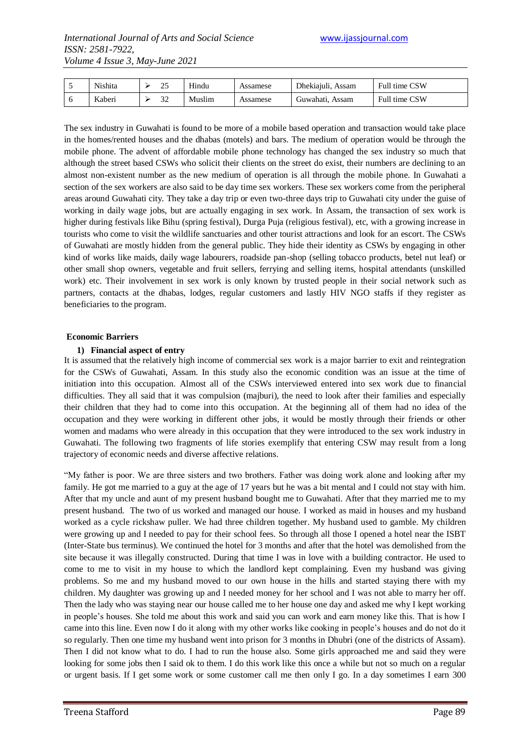| 5 | Nishita | ➢ 25 | Hindu | Assamese | Dhekiajuli, Assam | Full time CSW |
|---|---|---|---|---|---|---|
| 6 | Kaberi | ➢ 32 | Muslim | Assamese | Guwahati, Assam | Full time CSW |

The sex industry in Guwahati is found to be more of a mobile based operation and transaction would take place in the homes/rented houses and the dhabas (motels) and bars. The medium of operation would be through the mobile phone. The advent of affordable mobile phone technology has changed the sex industry so much that although the street based CSWs who solicit their clients on the street do exist, their numbers are declining to an almost non-existent number as the new medium of operation is all through the mobile phone. In Guwahati a section of the sex workers are also said to be day time sex workers. These sex workers come from the peripheral areas around Guwahati city. They take a day trip or even two-three days trip to Guwahati city under the guise of working in daily wage jobs, but are actually engaging in sex work. In Assam, the transaction of sex work is higher during festivals like Bihu (spring festival), Durga Puja (religious festival), etc, with a growing increase in tourists who come to visit the wildlife sanctuaries and other tourist attractions and look for an escort. The CSWs of Guwahati are mostly hidden from the general public. They hide their identity as CSWs by engaging in other kind of works like maids, daily wage labourers, roadside pan-shop (selling tobacco products, betel nut leaf) or other small shop owners, vegetable and fruit sellers, ferrying and selling items, hospital attendants (unskilled work) etc. Their involvement in sex work is only known by trusted people in their social network such as partners, contacts at the dhabas, lodges, regular customers and lastly HIV NGO staffs if they register as beneficiaries to the program.

**Economic Barriers**

**1) Financial aspect of entry**

It is assumed that the relatively high income of commercial sex work is a major barrier to exit and reintegration for the CSWs of Guwahati, Assam. In this study also the economic condition was an issue at the time of initiation into this occupation. Almost all of the CSWs interviewed entered into sex work due to financial difficulties. They all said that it was compulsion (majburi), the need to look after their families and especially their children that they had to come into this occupation. At the beginning all of them had no idea of the occupation and they were working in different other jobs, it would be mostly through their friends or other women and madams who were already in this occupation that they were introduced to the sex work industry in Guwahati. The following two fragments of life stories exemplify that entering CSW may result from a long trajectory of economic needs and diverse affective relations.

"My father is poor. We are three sisters and two brothers. Father was doing work alone and looking after my family. He got me married to a guy at the age of 17 years but he was a bit mental and I could not stay with him. After that my uncle and aunt of my present husband bought me to Guwahati. After that they married me to my present husband. The two of us worked and managed our house. I worked as maid in houses and my husband worked as a cycle rickshaw puller. We had three children together. My husband used to gamble. My children were growing up and I needed to pay for their school fees. So through all those I opened a hotel near the ISBT (Inter-State bus terminus). We continued the hotel for 3 months and after that the hotel was demolished from the site because it was illegally constructed. During that time I was in love with a building contractor. He used to come to me to visit in my house to which the landlord kept complaining. Even my husband was giving problems. So me and my husband moved to our own house in the hills and started staying there with my children. My daughter was growing up and I needed money for her school and I was not able to marry her off. Then the lady who was staying near our house called me to her house one day and asked me why I kept working in people's houses. She told me about this work and said you can work and earn money like this. That is how I came into this line. Even now I do it along with my other works like cooking in people's houses and do not do it so regularly. Then one time my husband went into prison for 3 months in Dhubri (one of the districts of Assam). Then I did not know what to do. I had to run the house also. Some girls approached me and said they were looking for some jobs then I said ok to them. I do this work like this once a while but not so much on a regular or urgent basis. If I get some work or some customer call me then only I go. In a day sometimes I earn 300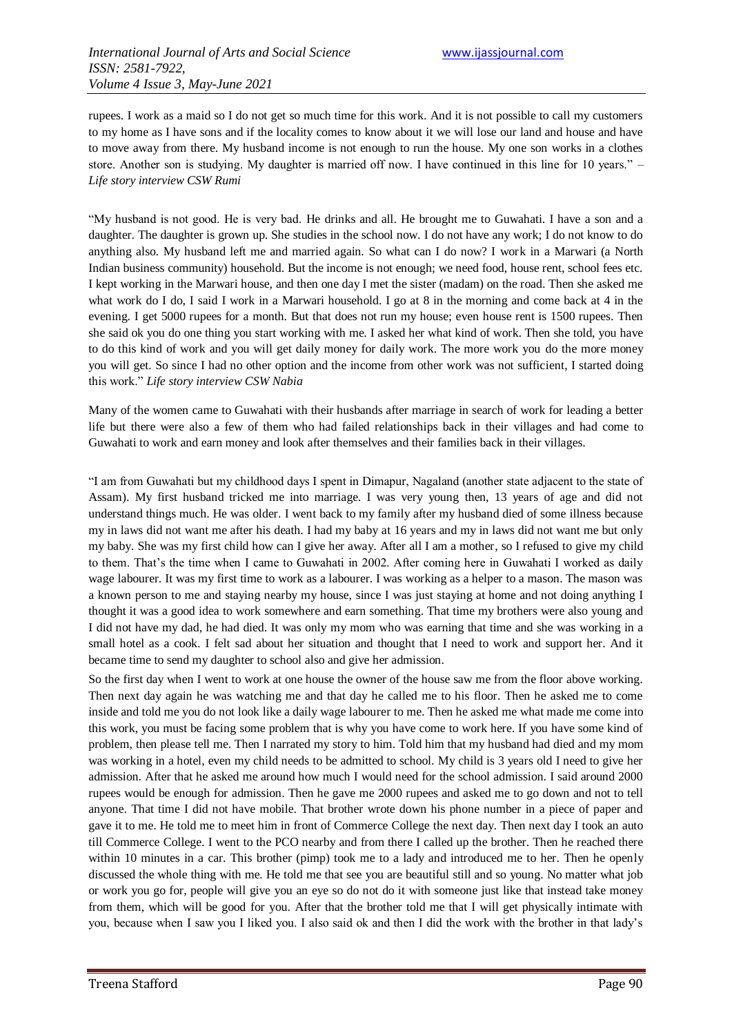rupees. I work as a maid so I do not get so much time for this work. And it is not possible to call my customers to my home as I have sons and if the locality comes to know about it we will lose our land and house and have to move away from there. My husband income is not enough to run the house. My one son works in a clothes store. Another son is studying. My daughter is married off now. I have continued in this line for 10 years." – *Life story interview CSW Rumi*

"My husband is not good. He is very bad. He drinks and all. He brought me to Guwahati. I have a son and a daughter. The daughter is grown up. She studies in the school now. I do not have any work; I do not know to do anything also. My husband left me and married again. So what can I do now? I work in a Marwari (a North Indian business community) household. But the income is not enough; we need food, house rent, school fees etc. I kept working in the Marwari house, and then one day I met the sister (madam) on the road. Then she asked me what work do I do, I said I work in a Marwari household. I go at 8 in the morning and come back at 4 in the evening. I get 5000 rupees for a month. But that does not run my house; even house rent is 1500 rupees. Then she said ok you do one thing you start working with me. I asked her what kind of work. Then she told, you have to do this kind of work and you will get daily money for daily work. The more work you do the more money you will get. So since I had no other option and the income from other work was not sufficient, I started doing this work." *Life story interview CSW Nabia*

Many of the women came to Guwahati with their husbands after marriage in search of work for leading a better life but there were also a few of them who had failed relationships back in their villages and had come to Guwahati to work and earn money and look after themselves and their families back in their villages.

"I am from Guwahati but my childhood days I spent in Dimapur, Nagaland (another state adjacent to the state of Assam). My first husband tricked me into marriage. I was very young then, 13 years of age and did not understand things much. He was older. I went back to my family after my husband died of some illness because my in laws did not want me after his death. I had my baby at 16 years and my in laws did not want me but only my baby. She was my first child how can I give her away. After all I am a mother, so I refused to give my child to them. That's the time when I came to Guwahati in 2002. After coming here in Guwahati I worked as daily wage labourer. It was my first time to work as a labourer. I was working as a helper to a mason. The mason was a known person to me and staying nearby my house, since I was just staying at home and not doing anything I thought it was a good idea to work somewhere and earn something. That time my brothers were also young and I did not have my dad, he had died. It was only my mom who was earning that time and she was working in a small hotel as a cook. I felt sad about her situation and thought that I need to work and support her. And it became time to send my daughter to school also and give her admission.

So the first day when I went to work at one house the owner of the house saw me from the floor above working. Then next day again he was watching me and that day he called me to his floor. Then he asked me to come inside and told me you do not look like a daily wage labourer to me. Then he asked me what made me come into this work, you must be facing some problem that is why you have come to work here. If you have some kind of problem, then please tell me. Then I narrated my story to him. Told him that my husband had died and my mom was working in a hotel, even my child needs to be admitted to school. My child is 3 years old I need to give her admission. After that he asked me around how much I would need for the school admission. I said around 2000 rupees would be enough for admission. Then he gave me 2000 rupees and asked me to go down and not to tell anyone. That time I did not have mobile. That brother wrote down his phone number in a piece of paper and gave it to me. He told me to meet him in front of Commerce College the next day. Then next day I took an auto till Commerce College. I went to the PCO nearby and from there I called up the brother. Then he reached there within 10 minutes in a car. This brother (pimp) took me to a lady and introduced me to her. Then he openly discussed the whole thing with me. He told me that see you are beautiful still and so young. No matter what job or work you go for, people will give you an eye so do not do it with someone just like that instead take money from them, which will be good for you. After that the brother told me that I will get physically intimate with you, because when I saw you I liked you. I also said ok and then I did the work with the brother in that lady's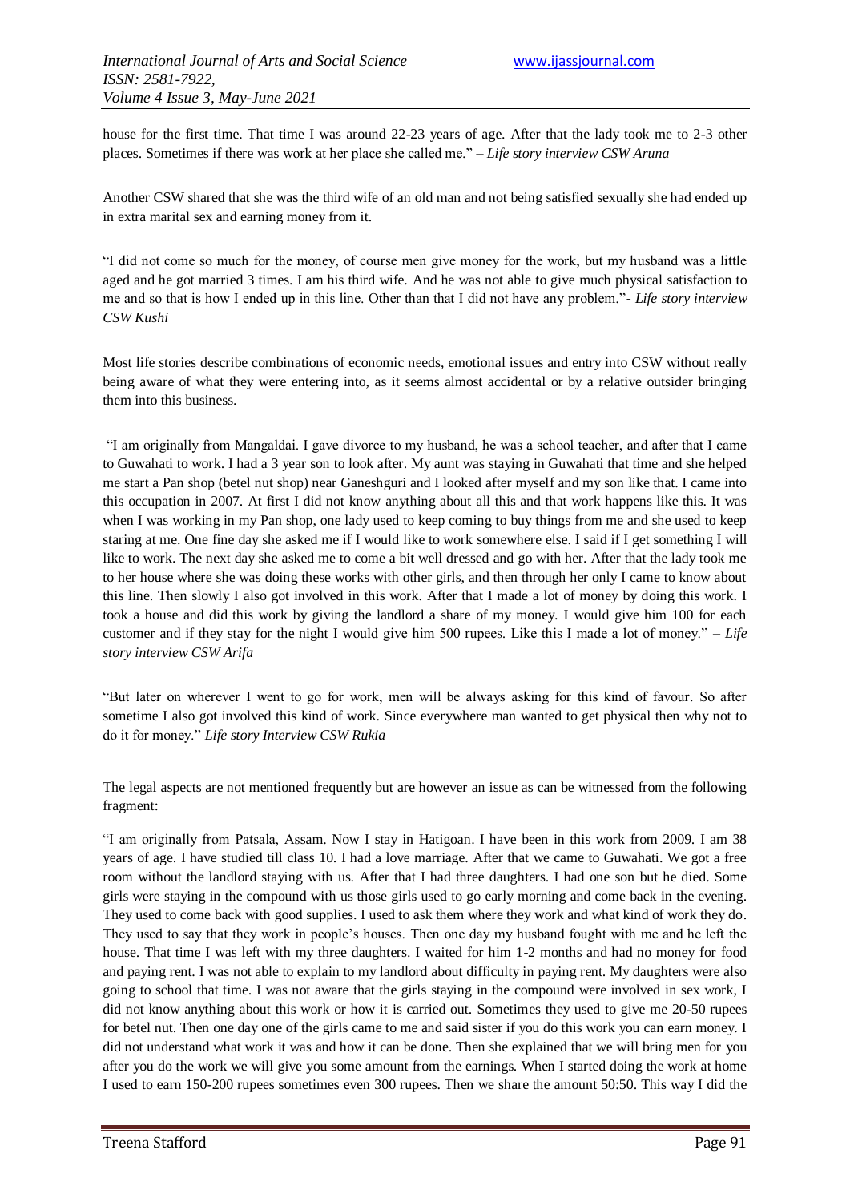house for the first time. That time I was around 22-23 years of age. After that the lady took me to 2-3 other places. Sometimes if there was work at her place she called me." – *Life story interview CSW Aruna*

Another CSW shared that she was the third wife of an old man and not being satisfied sexually she had ended up in extra marital sex and earning money from it.

"I did not come so much for the money, of course men give money for the work, but my husband was a little aged and he got married 3 times. I am his third wife. And he was not able to give much physical satisfaction to me and so that is how I ended up in this line. Other than that I did not have any problem."- *Life story interview CSW Kushi*

Most life stories describe combinations of economic needs, emotional issues and entry into CSW without really being aware of what they were entering into, as it seems almost accidental or by a relative outsider bringing them into this business.

"I am originally from Mangaldai. I gave divorce to my husband, he was a school teacher, and after that I came to Guwahati to work. I had a 3 year son to look after. My aunt was staying in Guwahati that time and she helped me start a Pan shop (betel nut shop) near Ganeshguri and I looked after myself and my son like that. I came into this occupation in 2007. At first I did not know anything about all this and that work happens like this. It was when I was working in my Pan shop, one lady used to keep coming to buy things from me and she used to keep staring at me. One fine day she asked me if I would like to work somewhere else. I said if I get something I will like to work. The next day she asked me to come a bit well dressed and go with her. After that the lady took me to her house where she was doing these works with other girls, and then through her only I came to know about this line. Then slowly I also got involved in this work. After that I made a lot of money by doing this work. I took a house and did this work by giving the landlord a share of my money. I would give him 100 for each customer and if they stay for the night I would give him 500 rupees. Like this I made a lot of money." – *Life story interview CSW Arifa*

"But later on wherever I went to go for work, men will be always asking for this kind of favour. So after sometime I also got involved this kind of work. Since everywhere man wanted to get physical then why not to do it for money." *Life story Interview CSW Rukia*

The legal aspects are not mentioned frequently but are however an issue as can be witnessed from the following fragment:

"I am originally from Patsala, Assam. Now I stay in Hatigoan. I have been in this work from 2009. I am 38 years of age. I have studied till class 10. I had a love marriage. After that we came to Guwahati. We got a free room without the landlord staying with us. After that I had three daughters. I had one son but he died. Some girls were staying in the compound with us those girls used to go early morning and come back in the evening. They used to come back with good supplies. I used to ask them where they work and what kind of work they do. They used to say that they work in people's houses. Then one day my husband fought with me and he left the house. That time I was left with my three daughters. I waited for him 1-2 months and had no money for food and paying rent. I was not able to explain to my landlord about difficulty in paying rent. My daughters were also going to school that time. I was not aware that the girls staying in the compound were involved in sex work, I did not know anything about this work or how it is carried out. Sometimes they used to give me 20-50 rupees for betel nut. Then one day one of the girls came to me and said sister if you do this work you can earn money. I did not understand what work it was and how it can be done. Then she explained that we will bring men for you after you do the work we will give you some amount from the earnings. When I started doing the work at home I used to earn 150-200 rupees sometimes even 300 rupees. Then we share the amount 50:50. This way I did the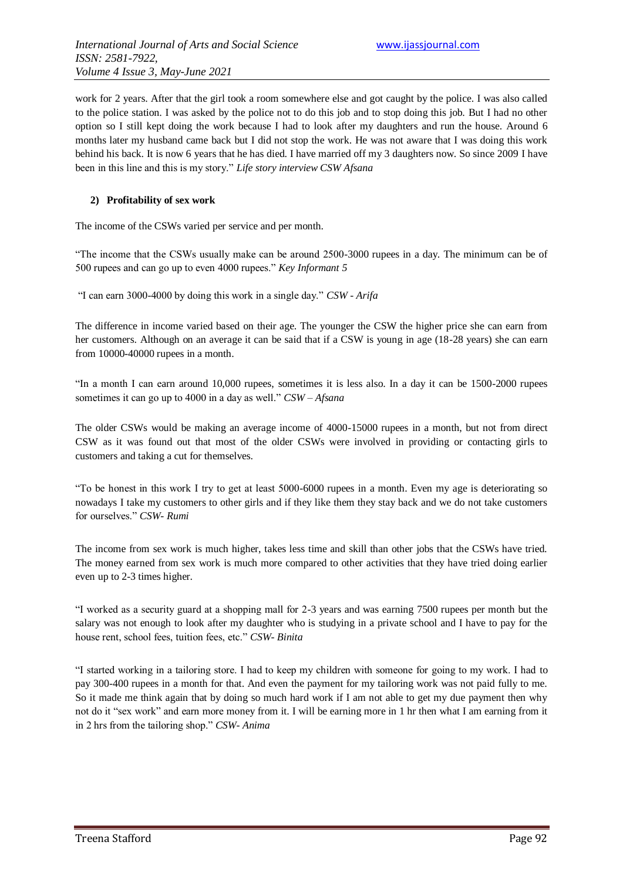work for 2 years. After that the girl took a room somewhere else and got caught by the police. I was also called to the police station. I was asked by the police not to do this job and to stop doing this job. But I had no other option so I still kept doing the work because I had to look after my daughters and run the house. Around 6 months later my husband came back but I did not stop the work. He was not aware that I was doing this work behind his back. It is now 6 years that he has died. I have married off my 3 daughters now. So since 2009 I have been in this line and this is my story." *Life story interview CSW Afsana*

### 2) Profitability of sex work

The income of the CSWs varied per service and per month.

"The income that the CSWs usually make can be around 2500-3000 rupees in a day. The minimum can be of 500 rupees and can go up to even 4000 rupees." *Key Informant 5*

"I can earn 3000-4000 by doing this work in a single day." *CSW - Arifa*

The difference in income varied based on their age. The younger the CSW the higher price she can earn from her customers. Although on an average it can be said that if a CSW is young in age (18-28 years) she can earn from 10000-40000 rupees in a month.

"In a month I can earn around 10,000 rupees, sometimes it is less also. In a day it can be 1500-2000 rupees sometimes it can go up to 4000 in a day as well." *CSW – Afsana*

The older CSWs would be making an average income of 4000-15000 rupees in a month, but not from direct CSW as it was found out that most of the older CSWs were involved in providing or contacting girls to customers and taking a cut for themselves.

"To be honest in this work I try to get at least 5000-6000 rupees in a month. Even my age is deteriorating so nowadays I take my customers to other girls and if they like them they stay back and we do not take customers for ourselves." *CSW- Rumi*

The income from sex work is much higher, takes less time and skill than other jobs that the CSWs have tried. The money earned from sex work is much more compared to other activities that they have tried doing earlier even up to 2-3 times higher.

"I worked as a security guard at a shopping mall for 2-3 years and was earning 7500 rupees per month but the salary was not enough to look after my daughter who is studying in a private school and I have to pay for the house rent, school fees, tuition fees, etc." *CSW- Binita*

"I started working in a tailoring store. I had to keep my children with someone for going to my work. I had to pay 300-400 rupees in a month for that. And even the payment for my tailoring work was not paid fully to me. So it made me think again that by doing so much hard work if I am not able to get my due payment then why not do it "sex work" and earn more money from it. I will be earning more in 1 hr then what I am earning from it in 2 hrs from the tailoring shop." *CSW- Anima*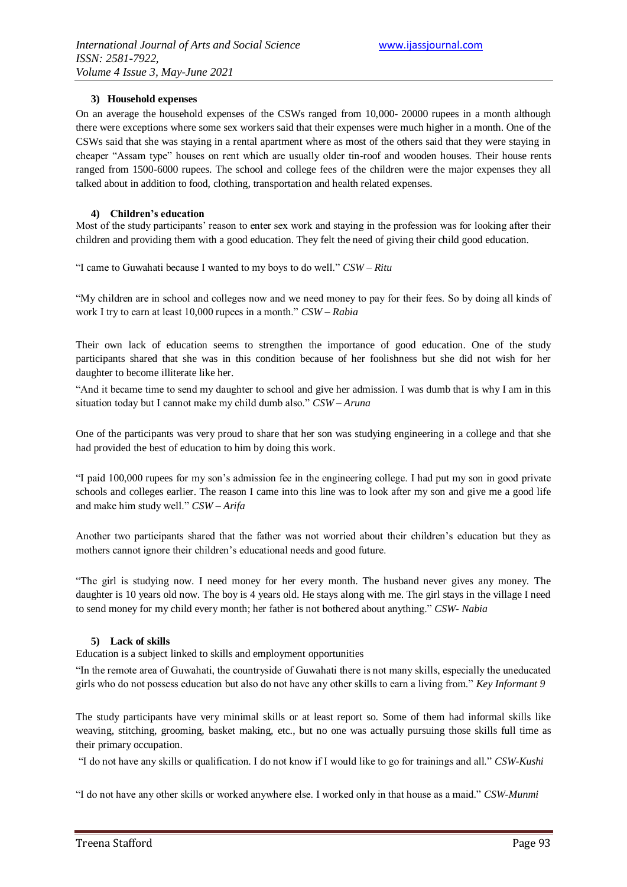#### 3) Household expenses

On an average the household expenses of the CSWs ranged from 10,000- 20000 rupees in a month although there were exceptions where some sex workers said that their expenses were much higher in a month. One of the CSWs said that she was staying in a rental apartment where as most of the others said that they were staying in cheaper "Assam type" houses on rent which are usually older tin-roof and wooden houses. Their house rents ranged from 1500-6000 rupees. The school and college fees of the children were the major expenses they all talked about in addition to food, clothing, transportation and health related expenses.

#### 4) Children's education

Most of the study participants' reason to enter sex work and staying in the profession was for looking after their children and providing them with a good education. They felt the need of giving their child good education.

"I came to Guwahati because I wanted to my boys to do well." *CSW – Ritu*

"My children are in school and colleges now and we need money to pay for their fees. So by doing all kinds of work I try to earn at least 10,000 rupees in a month." *CSW – Rabia*

Their own lack of education seems to strengthen the importance of good education. One of the study participants shared that she was in this condition because of her foolishness but she did not wish for her daughter to become illiterate like her.

"And it became time to send my daughter to school and give her admission. I was dumb that is why I am in this situation today but I cannot make my child dumb also." *CSW – Aruna*

One of the participants was very proud to share that her son was studying engineering in a college and that she had provided the best of education to him by doing this work.

"I paid 100,000 rupees for my son's admission fee in the engineering college. I had put my son in good private schools and colleges earlier. The reason I came into this line was to look after my son and give me a good life and make him study well." *CSW – Arifa*

Another two participants shared that the father was not worried about their children's education but they as mothers cannot ignore their children's educational needs and good future.

"The girl is studying now. I need money for her every month. The husband never gives any money. The daughter is 10 years old now. The boy is 4 years old. He stays along with me. The girl stays in the village I need to send money for my child every month; her father is not bothered about anything." *CSW- Nabia*

#### 5) Lack of skills

Education is a subject linked to skills and employment opportunities

"In the remote area of Guwahati, the countryside of Guwahati there is not many skills, especially the uneducated girls who do not possess education but also do not have any other skills to earn a living from." *Key Informant 9*

The study participants have very minimal skills or at least report so. Some of them had informal skills like weaving, stitching, grooming, basket making, etc., but no one was actually pursuing those skills full time as their primary occupation.

"I do not have any skills or qualification. I do not know if I would like to go for trainings and all." *CSW-Kushi*

"I do not have any other skills or worked anywhere else. I worked only in that house as a maid." *CSW-Munmi*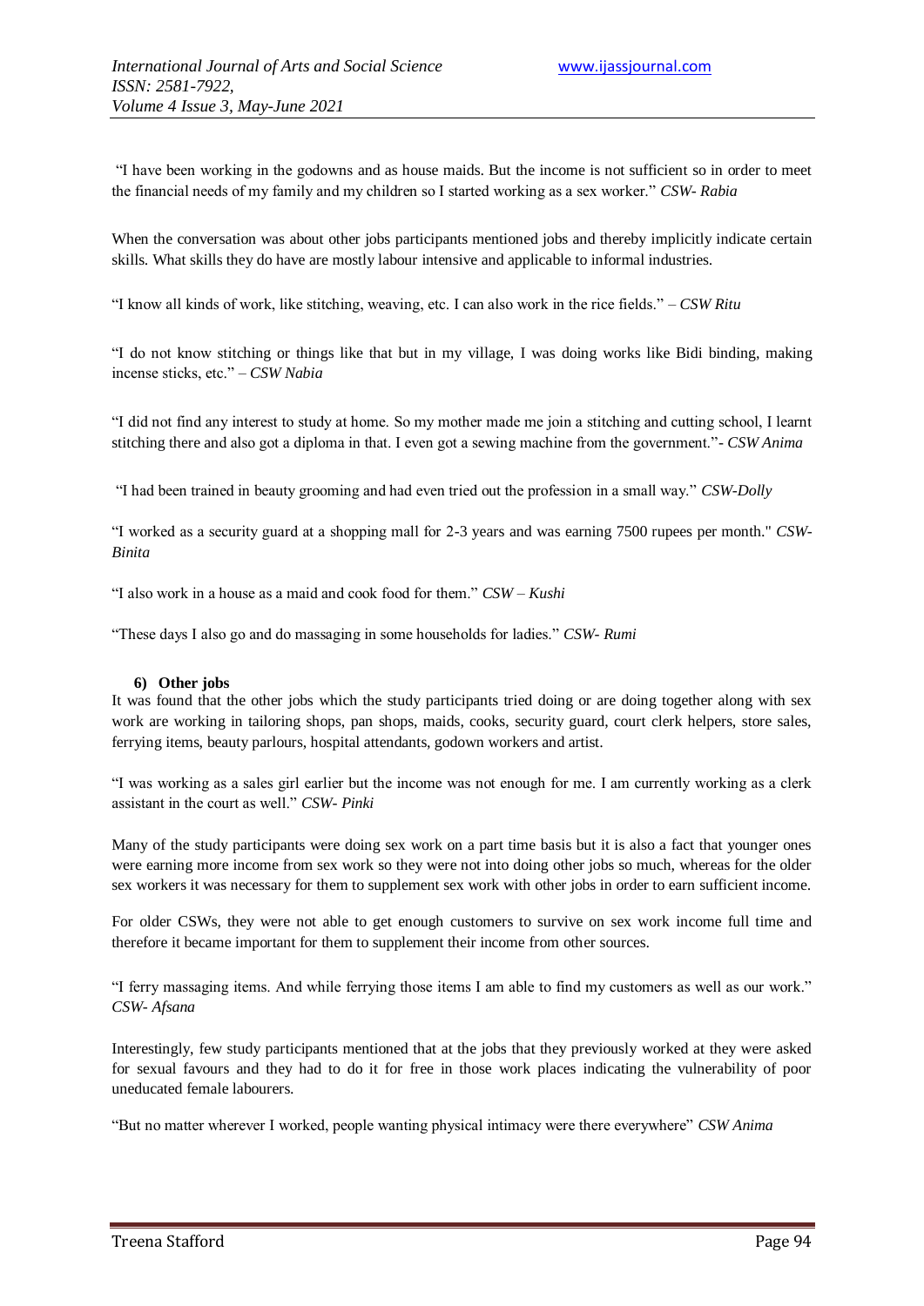"I have been working in the godowns and as house maids. But the income is not sufficient so in order to meet the financial needs of my family and my children so I started working as a sex worker." *CSW- Rabia*

When the conversation was about other jobs participants mentioned jobs and thereby implicitly indicate certain skills. What skills they do have are mostly labour intensive and applicable to informal industries.

"I know all kinds of work, like stitching, weaving, etc. I can also work in the rice fields." – *CSW Ritu*

"I do not know stitching or things like that but in my village, I was doing works like Bidi binding, making incense sticks, etc." – *CSW Nabia*

"I did not find any interest to study at home. So my mother made me join a stitching and cutting school, I learnt stitching there and also got a diploma in that. I even got a sewing machine from the government."- *CSW Anima*

"I had been trained in beauty grooming and had even tried out the profession in a small way." *CSW-Dolly*

"I worked as a security guard at a shopping mall for 2-3 years and was earning 7500 rupees per month." *CSW-Binita*

"I also work in a house as a maid and cook food for them." *CSW – Kushi*

"These days I also go and do massaging in some households for ladies." *CSW- Rumi*

**6) Other jobs**

It was found that the other jobs which the study participants tried doing or are doing together along with sex work are working in tailoring shops, pan shops, maids, cooks, security guard, court clerk helpers, store sales, ferrying items, beauty parlours, hospital attendants, godown workers and artist.

"I was working as a sales girl earlier but the income was not enough for me. I am currently working as a clerk assistant in the court as well." *CSW- Pinki*

Many of the study participants were doing sex work on a part time basis but it is also a fact that younger ones were earning more income from sex work so they were not into doing other jobs so much, whereas for the older sex workers it was necessary for them to supplement sex work with other jobs in order to earn sufficient income.

For older CSWs, they were not able to get enough customers to survive on sex work income full time and therefore it became important for them to supplement their income from other sources.

"I ferry massaging items. And while ferrying those items I am able to find my customers as well as our work." *CSW- Afsana*

Interestingly, few study participants mentioned that at the jobs that they previously worked at they were asked for sexual favours and they had to do it for free in those work places indicating the vulnerability of poor uneducated female labourers.

"But no matter wherever I worked, people wanting physical intimacy were there everywhere" *CSW Anima*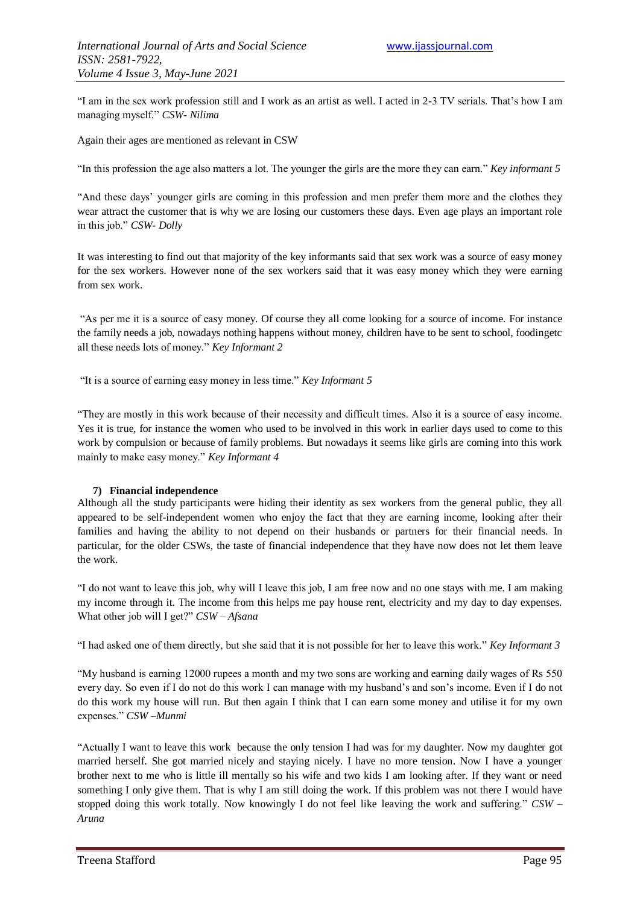"I am in the sex work profession still and I work as an artist as well. I acted in 2-3 TV serials. That's how I am managing myself." *CSW- Nilima*

Again their ages are mentioned as relevant in CSW

"In this profession the age also matters a lot. The younger the girls are the more they can earn." *Key informant 5*

"And these days' younger girls are coming in this profession and men prefer them more and the clothes they wear attract the customer that is why we are losing our customers these days. Even age plays an important role in this job." *CSW- Dolly*

It was interesting to find out that majority of the key informants said that sex work was a source of easy money for the sex workers. However none of the sex workers said that it was easy money which they were earning from sex work.

"As per me it is a source of easy money. Of course they all come looking for a source of income. For instance the family needs a job, nowadays nothing happens without money, children have to be sent to school, foodingetc all these needs lots of money." *Key Informant 2*

"It is a source of earning easy money in less time." *Key Informant 5*

"They are mostly in this work because of their necessity and difficult times. Also it is a source of easy income. Yes it is true, for instance the women who used to be involved in this work in earlier days used to come to this work by compulsion or because of family problems. But nowadays it seems like girls are coming into this work mainly to make easy money." *Key Informant 4*

### 7) Financial independence

Although all the study participants were hiding their identity as sex workers from the general public, they all appeared to be self-independent women who enjoy the fact that they are earning income, looking after their families and having the ability to not depend on their husbands or partners for their financial needs. In particular, for the older CSWs, the taste of financial independence that they have now does not let them leave the work.

"I do not want to leave this job, why will I leave this job, I am free now and no one stays with me. I am making my income through it. The income from this helps me pay house rent, electricity and my day to day expenses. What other job will I get?" *CSW – Afsana*

"I had asked one of them directly, but she said that it is not possible for her to leave this work." *Key Informant 3*

"My husband is earning 12000 rupees a month and my two sons are working and earning daily wages of Rs 550 every day. So even if I do not do this work I can manage with my husband's and son's income. Even if I do not do this work my house will run. But then again I think that I can earn some money and utilise it for my own expenses." *CSW –Munmi*

"Actually I want to leave this work because the only tension I had was for my daughter. Now my daughter got married herself. She got married nicely and staying nicely. I have no more tension. Now I have a younger brother next to me who is little ill mentally so his wife and two kids I am looking after. If they want or need something I only give them. That is why I am still doing the work. If this problem was not there I would have stopped doing this work totally. Now knowingly I do not feel like leaving the work and suffering." *CSW – Aruna*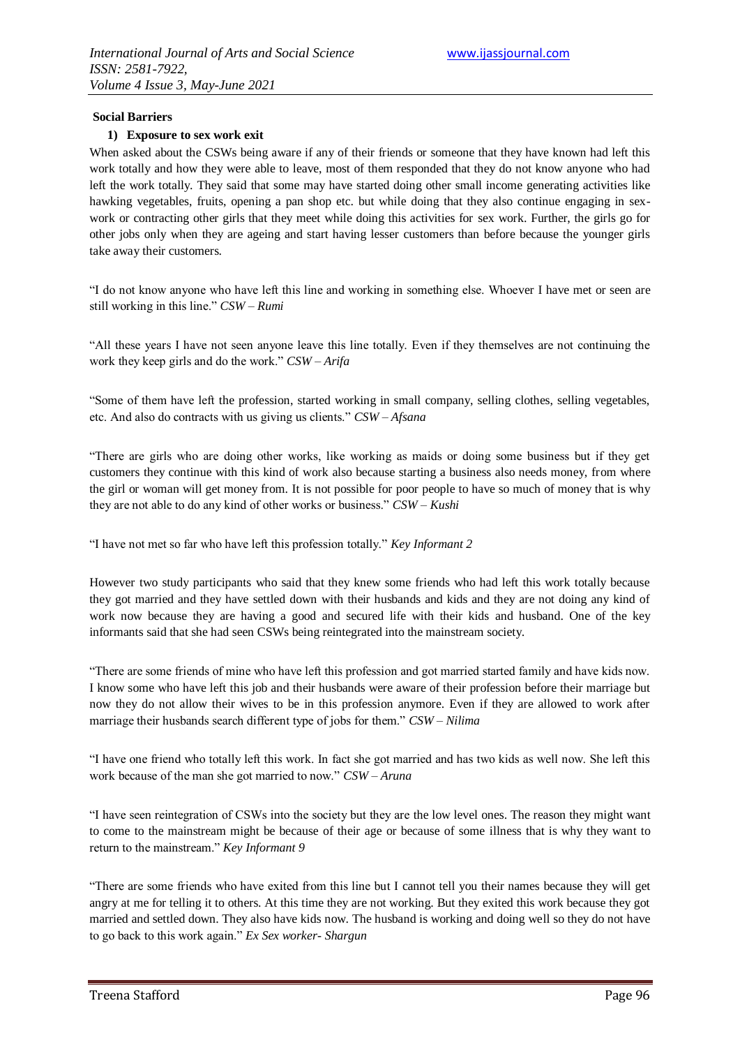**Social Barriers**

1) **Exposure to sex work exit**

When asked about the CSWs being aware if any of their friends or someone that they have known had left this work totally and how they were able to leave, most of them responded that they do not know anyone who had left the work totally. They said that some may have started doing other small income generating activities like hawking vegetables, fruits, opening a pan shop etc. but while doing that they also continue engaging in sex-work or contracting other girls that they meet while doing this activities for sex work. Further, the girls go for other jobs only when they are ageing and start having lesser customers than before because the younger girls take away their customers.

"I do not know anyone who have left this line and working in something else. Whoever I have met or seen are still working in this line." *CSW – Rumi*

"All these years I have not seen anyone leave this line totally. Even if they themselves are not continuing the work they keep girls and do the work." *CSW – Arifa*

"Some of them have left the profession, started working in small company, selling clothes, selling vegetables, etc. And also do contracts with us giving us clients." *CSW – Afsana*

"There are girls who are doing other works, like working as maids or doing some business but if they get customers they continue with this kind of work also because starting a business also needs money, from where the girl or woman will get money from. It is not possible for poor people to have so much of money that is why they are not able to do any kind of other works or business." *CSW – Kushi*

"I have not met so far who have left this profession totally." *Key Informant 2*

However two study participants who said that they knew some friends who had left this work totally because they got married and they have settled down with their husbands and kids and they are not doing any kind of work now because they are having a good and secured life with their kids and husband. One of the key informants said that she had seen CSWs being reintegrated into the mainstream society.

"There are some friends of mine who have left this profession and got married started family and have kids now. I know some who have left this job and their husbands were aware of their profession before their marriage but now they do not allow their wives to be in this profession anymore. Even if they are allowed to work after marriage their husbands search different type of jobs for them." *CSW – Nilima*

"I have one friend who totally left this work. In fact she got married and has two kids as well now. She left this work because of the man she got married to now." *CSW – Aruna*

"I have seen reintegration of CSWs into the society but they are the low level ones. The reason they might want to come to the mainstream might be because of their age or because of some illness that is why they want to return to the mainstream." *Key Informant 9*

"There are some friends who have exited from this line but I cannot tell you their names because they will get angry at me for telling it to others. At this time they are not working. But they exited this work because they got married and settled down. They also have kids now. The husband is working and doing well so they do not have to go back to this work again." *Ex Sex worker- Shargun*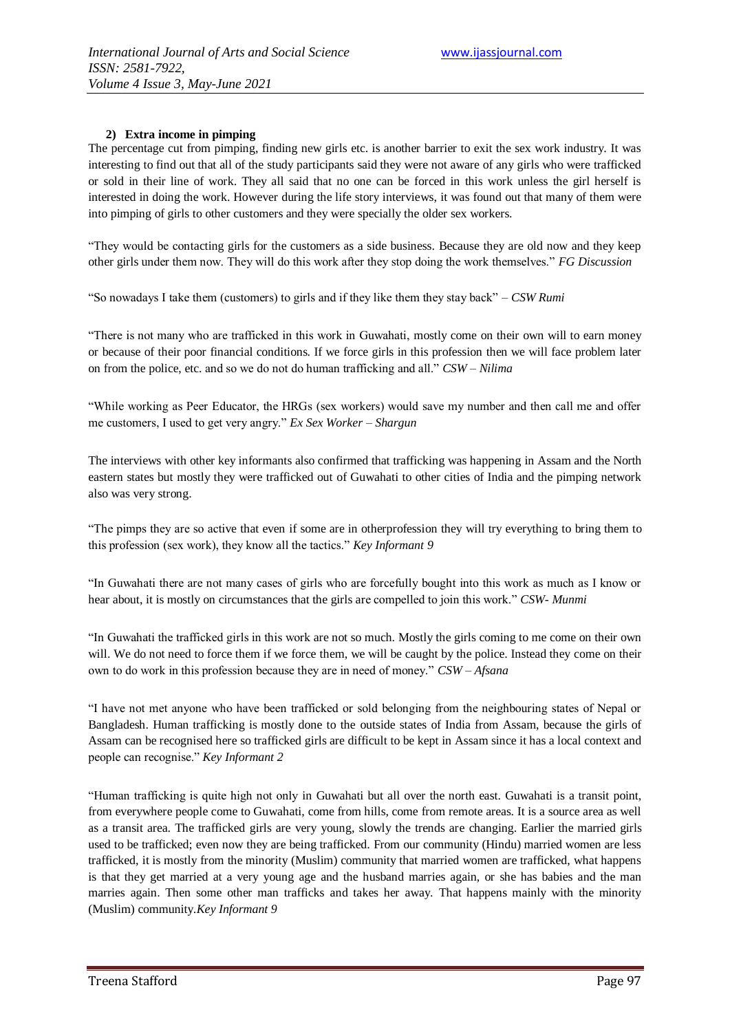### 2) Extra income in pimping

The percentage cut from pimping, finding new girls etc. is another barrier to exit the sex work industry. It was interesting to find out that all of the study participants said they were not aware of any girls who were trafficked or sold in their line of work. They all said that no one can be forced in this work unless the girl herself is interested in doing the work. However during the life story interviews, it was found out that many of them were into pimping of girls to other customers and they were specially the older sex workers.

"They would be contacting girls for the customers as a side business. Because they are old now and they keep other girls under them now. They will do this work after they stop doing the work themselves." *FG Discussion*

"So nowadays I take them (customers) to girls and if they like them they stay back" – *CSW Rumi*

"There is not many who are trafficked in this work in Guwahati, mostly come on their own will to earn money or because of their poor financial conditions. If we force girls in this profession then we will face problem later on from the police, etc. and so we do not do human trafficking and all." *CSW – Nilima*

"While working as Peer Educator, the HRGs (sex workers) would save my number and then call me and offer me customers, I used to get very angry." *Ex Sex Worker – Shargun*

The interviews with other key informants also confirmed that trafficking was happening in Assam and the North eastern states but mostly they were trafficked out of Guwahati to other cities of India and the pimping network also was very strong.

"The pimps they are so active that even if some are in otherprofession they will try everything to bring them to this profession (sex work), they know all the tactics." *Key Informant 9*

"In Guwahati there are not many cases of girls who are forcefully bought into this work as much as I know or hear about, it is mostly on circumstances that the girls are compelled to join this work." *CSW- Munmi*

"In Guwahati the trafficked girls in this work are not so much. Mostly the girls coming to me come on their own will. We do not need to force them if we force them, we will be caught by the police. Instead they come on their own to do work in this profession because they are in need of money." *CSW – Afsana*

"I have not met anyone who have been trafficked or sold belonging from the neighbouring states of Nepal or Bangladesh. Human trafficking is mostly done to the outside states of India from Assam, because the girls of Assam can be recognised here so trafficked girls are difficult to be kept in Assam since it has a local context and people can recognise." *Key Informant 2*

"Human trafficking is quite high not only in Guwahati but all over the north east. Guwahati is a transit point, from everywhere people come to Guwahati, come from hills, come from remote areas. It is a source area as well as a transit area. The trafficked girls are very young, slowly the trends are changing. Earlier the married girls used to be trafficked; even now they are being trafficked. From our community (Hindu) married women are less trafficked, it is mostly from the minority (Muslim) community that married women are trafficked, what happens is that they get married at a very young age and the husband marries again, or she has babies and the man marries again. Then some other man trafficks and takes her away. That happens mainly with the minority (Muslim) community.*Key Informant 9*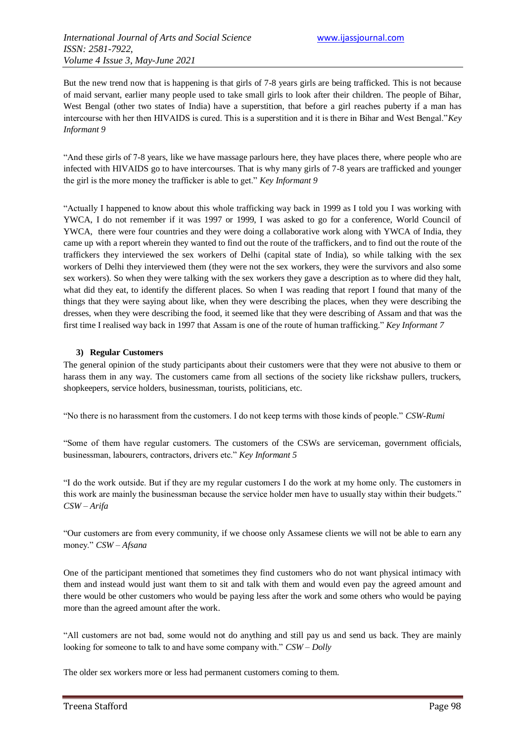But the new trend now that is happening is that girls of 7-8 years girls are being trafficked. This is not because of maid servant, earlier many people used to take small girls to look after their children. The people of Bihar, West Bengal (other two states of India) have a superstition, that before a girl reaches puberty if a man has intercourse with her then HIVAIDS is cured. This is a superstition and it is there in Bihar and West Bengal."*Key Informant 9*

"And these girls of 7-8 years, like we have massage parlours here, they have places there, where people who are infected with HIVAIDS go to have intercourses. That is why many girls of 7-8 years are trafficked and younger the girl is the more money the trafficker is able to get." *Key Informant 9*

"Actually I happened to know about this whole trafficking way back in 1999 as I told you I was working with YWCA, I do not remember if it was 1997 or 1999, I was asked to go for a conference, World Council of YWCA, there were four countries and they were doing a collaborative work along with YWCA of India, they came up with a report wherein they wanted to find out the route of the traffickers, and to find out the route of the traffickers they interviewed the sex workers of Delhi (capital state of India), so while talking with the sex workers of Delhi they interviewed them (they were not the sex workers, they were the survivors and also some sex workers). So when they were talking with the sex workers they gave a description as to where did they halt, what did they eat, to identify the different places. So when I was reading that report I found that many of the things that they were saying about like, when they were describing the places, when they were describing the dresses, when they were describing the food, it seemed like that they were describing of Assam and that was the first time I realised way back in 1997 that Assam is one of the route of human trafficking." *Key Informant 7*

**3) Regular Customers**

The general opinion of the study participants about their customers were that they were not abusive to them or harass them in any way. The customers came from all sections of the society like rickshaw pullers, truckers, shopkeepers, service holders, businessman, tourists, politicians, etc.

"No there is no harassment from the customers. I do not keep terms with those kinds of people." *CSW-Rumi*

"Some of them have regular customers. The customers of the CSWs are serviceman, government officials, businessman, labourers, contractors, drivers etc." *Key Informant 5*

"I do the work outside. But if they are my regular customers I do the work at my home only. The customers in this work are mainly the businessman because the service holder men have to usually stay within their budgets." *CSW – Arifa*

"Our customers are from every community, if we choose only Assamese clients we will not be able to earn any money." *CSW – Afsana*

One of the participant mentioned that sometimes they find customers who do not want physical intimacy with them and instead would just want them to sit and talk with them and would even pay the agreed amount and there would be other customers who would be paying less after the work and some others who would be paying more than the agreed amount after the work.

"All customers are not bad, some would not do anything and still pay us and send us back. They are mainly looking for someone to talk to and have some company with." *CSW – Dolly*

The older sex workers more or less had permanent customers coming to them.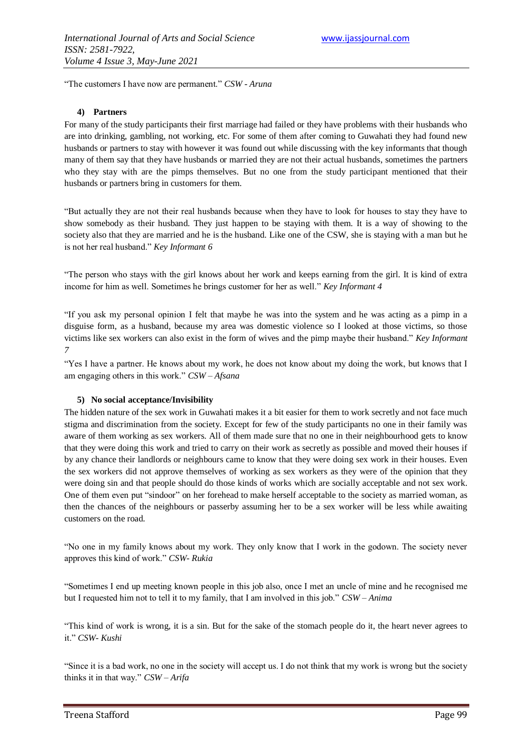"The customers I have now are permanent." *CSW - Aruna*

#### 4) Partners

For many of the study participants their first marriage had failed or they have problems with their husbands who are into drinking, gambling, not working, etc. For some of them after coming to Guwahati they had found new husbands or partners to stay with however it was found out while discussing with the key informants that though many of them say that they have husbands or married they are not their actual husbands, sometimes the partners who they stay with are the pimps themselves. But no one from the study participant mentioned that their husbands or partners bring in customers for them.

"But actually they are not their real husbands because when they have to look for houses to stay they have to show somebody as their husband. They just happen to be staying with them. It is a way of showing to the society also that they are married and he is the husband. Like one of the CSW, she is staying with a man but he is not her real husband." *Key Informant 6*

"The person who stays with the girl knows about her work and keeps earning from the girl. It is kind of extra income for him as well. Sometimes he brings customer for her as well." *Key Informant 4*

"If you ask my personal opinion I felt that maybe he was into the system and he was acting as a pimp in a disguise form, as a husband, because my area was domestic violence so I looked at those victims, so those victims like sex workers can also exist in the form of wives and the pimp maybe their husband." *Key Informant 7*

"Yes I have a partner. He knows about my work, he does not know about my doing the work, but knows that I am engaging others in this work." *CSW – Afsana*

#### 5) No social acceptance/Invisibility

The hidden nature of the sex work in Guwahati makes it a bit easier for them to work secretly and not face much stigma and discrimination from the society. Except for few of the study participants no one in their family was aware of them working as sex workers. All of them made sure that no one in their neighbourhood gets to know that they were doing this work and tried to carry on their work as secretly as possible and moved their houses if by any chance their landlords or neighbours came to know that they were doing sex work in their houses. Even the sex workers did not approve themselves of working as sex workers as they were of the opinion that they were doing sin and that people should do those kinds of works which are socially acceptable and not sex work. One of them even put "sindoor" on her forehead to make herself acceptable to the society as married woman, as then the chances of the neighbours or passerby assuming her to be a sex worker will be less while awaiting customers on the road.

"No one in my family knows about my work. They only know that I work in the godown. The society never approves this kind of work." *CSW- Rukia*

"Sometimes I end up meeting known people in this job also, once I met an uncle of mine and he recognised me but I requested him not to tell it to my family, that I am involved in this job." *CSW – Anima*

"This kind of work is wrong, it is a sin. But for the sake of the stomach people do it, the heart never agrees to it." *CSW- Kushi*

"Since it is a bad work, no one in the society will accept us. I do not think that my work is wrong but the society thinks it in that way." *CSW – Arifa*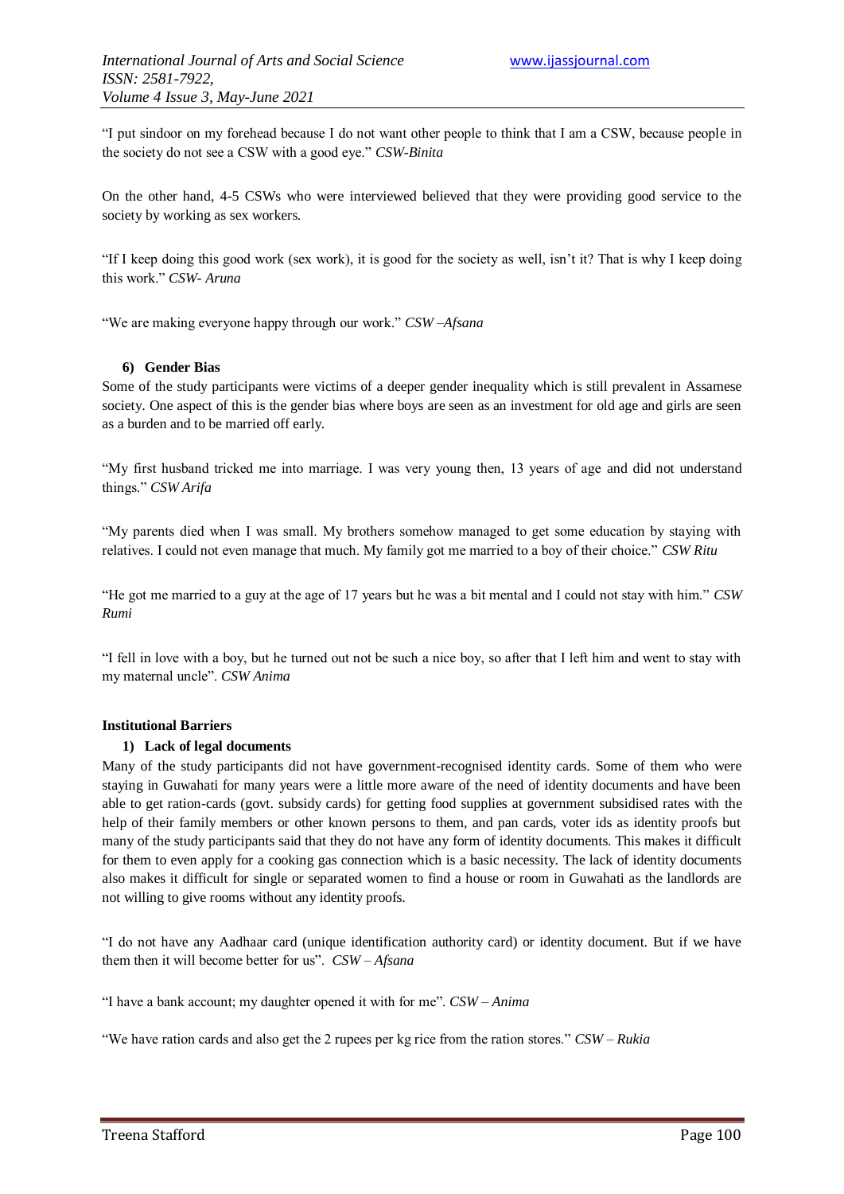"I put sindoor on my forehead because I do not want other people to think that I am a CSW, because people in the society do not see a CSW with a good eye." *CSW-Binita*

On the other hand, 4-5 CSWs who were interviewed believed that they were providing good service to the society by working as sex workers.

"If I keep doing this good work (sex work), it is good for the society as well, isn't it? That is why I keep doing this work." *CSW- Aruna*

"We are making everyone happy through our work." *CSW –Afsana*

#### 6) Gender Bias

Some of the study participants were victims of a deeper gender inequality which is still prevalent in Assamese society. One aspect of this is the gender bias where boys are seen as an investment for old age and girls are seen as a burden and to be married off early.

"My first husband tricked me into marriage. I was very young then, 13 years of age and did not understand things." *CSW Arifa*

"My parents died when I was small. My brothers somehow managed to get some education by staying with relatives. I could not even manage that much. My family got me married to a boy of their choice." *CSW Ritu*

"He got me married to a guy at the age of 17 years but he was a bit mental and I could not stay with him." *CSW Rumi*

"I fell in love with a boy, but he turned out not be such a nice boy, so after that I left him and went to stay with my maternal uncle". *CSW Anima*

### Institutional Barriers

#### 1) Lack of legal documents

Many of the study participants did not have government-recognised identity cards. Some of them who were staying in Guwahati for many years were a little more aware of the need of identity documents and have been able to get ration-cards (govt. subsidy cards) for getting food supplies at government subsidised rates with the help of their family members or other known persons to them, and pan cards, voter ids as identity proofs but many of the study participants said that they do not have any form of identity documents. This makes it difficult for them to even apply for a cooking gas connection which is a basic necessity. The lack of identity documents also makes it difficult for single or separated women to find a house or room in Guwahati as the landlords are not willing to give rooms without any identity proofs.

"I do not have any Aadhaar card (unique identification authority card) or identity document. But if we have them then it will become better for us". *CSW – Afsana*

"I have a bank account; my daughter opened it with for me". *CSW – Anima*

"We have ration cards and also get the 2 rupees per kg rice from the ration stores." *CSW – Rukia*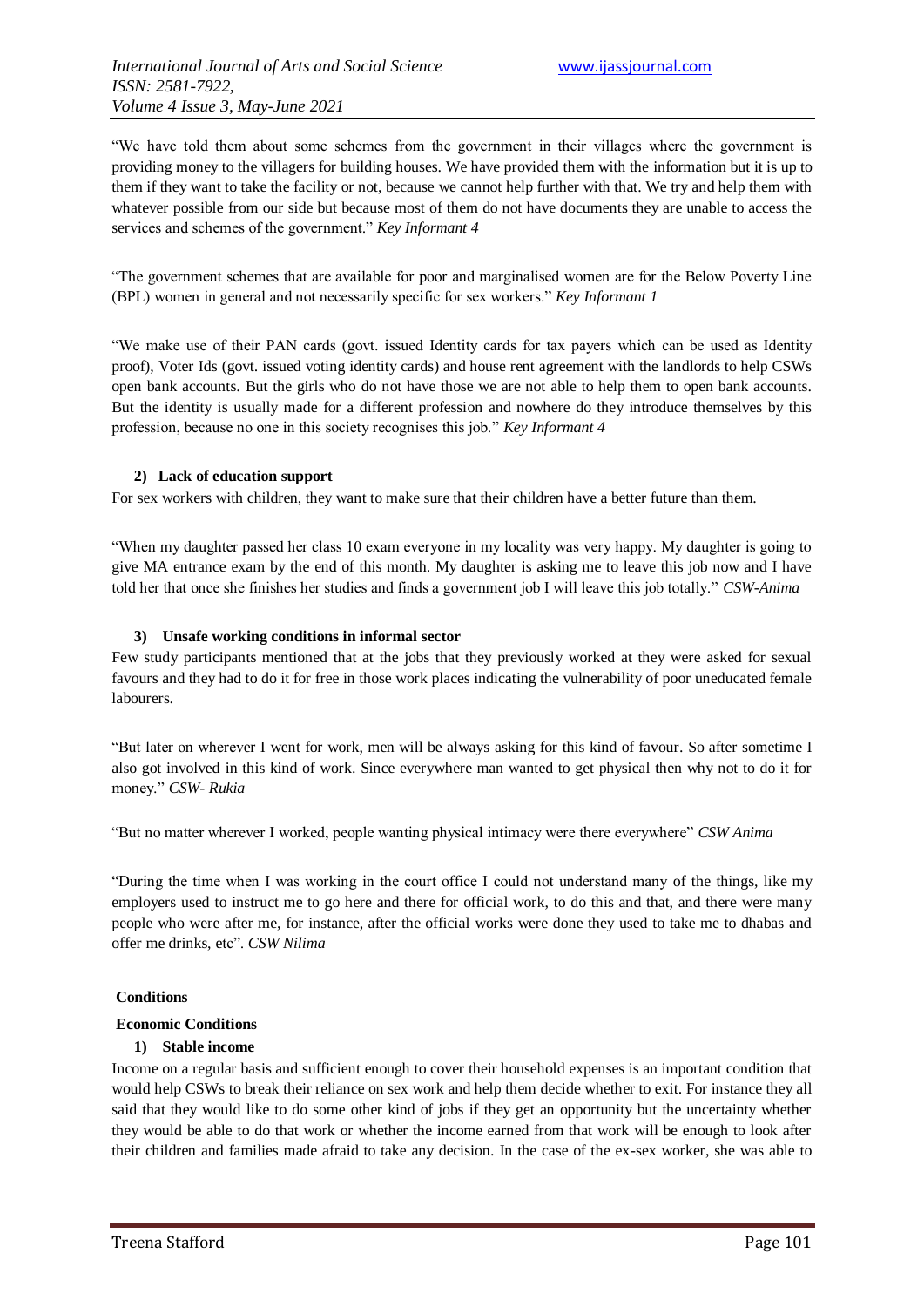"We have told them about some schemes from the government in their villages where the government is providing money to the villagers for building houses. We have provided them with the information but it is up to them if they want to take the facility or not, because we cannot help further with that. We try and help them with whatever possible from our side but because most of them do not have documents they are unable to access the services and schemes of the government." *Key Informant 4*

"The government schemes that are available for poor and marginalised women are for the Below Poverty Line (BPL) women in general and not necessarily specific for sex workers." *Key Informant 1*

"We make use of their PAN cards (govt. issued Identity cards for tax payers which can be used as Identity proof), Voter Ids (govt. issued voting identity cards) and house rent agreement with the landlords to help CSWs open bank accounts. But the girls who do not have those we are not able to help them to open bank accounts. But the identity is usually made for a different profession and nowhere do they introduce themselves by this profession, because no one in this society recognises this job." *Key Informant 4*

**2) Lack of education support**

For sex workers with children, they want to make sure that their children have a better future than them.

"When my daughter passed her class 10 exam everyone in my locality was very happy. My daughter is going to give MA entrance exam by the end of this month. My daughter is asking me to leave this job now and I have told her that once she finishes her studies and finds a government job I will leave this job totally." *CSW-Anima*

**3) Unsafe working conditions in informal sector**

Few study participants mentioned that at the jobs that they previously worked at they were asked for sexual favours and they had to do it for free in those work places indicating the vulnerability of poor uneducated female labourers.

"But later on wherever I went for work, men will be always asking for this kind of favour. So after sometime I also got involved in this kind of work. Since everywhere man wanted to get physical then why not to do it for money." *CSW- Rukia*

"But no matter wherever I worked, people wanting physical intimacy were there everywhere" *CSW Anima*

"During the time when I was working in the court office I could not understand many of the things, like my employers used to instruct me to go here and there for official work, to do this and that, and there were many people who were after me, for instance, after the official works were done they used to take me to dhabas and offer me drinks, etc". *CSW Nilima*

**Conditions**

**Economic Conditions**

**1) Stable income**

Income on a regular basis and sufficient enough to cover their household expenses is an important condition that would help CSWs to break their reliance on sex work and help them decide whether to exit. For instance they all said that they would like to do some other kind of jobs if they get an opportunity but the uncertainty whether they would be able to do that work or whether the income earned from that work will be enough to look after their children and families made afraid to take any decision. In the case of the ex-sex worker, she was able to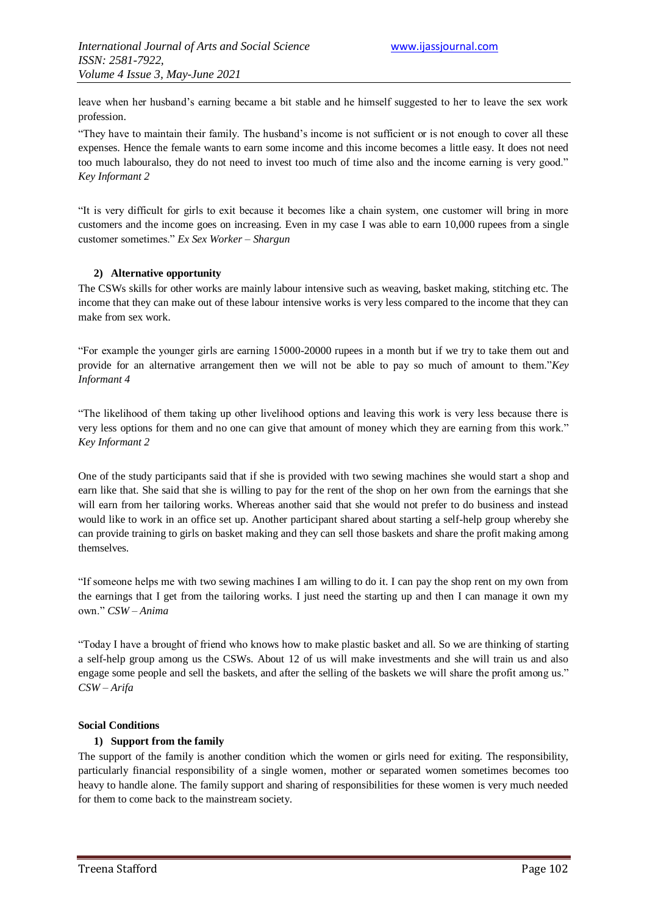leave when her husband's earning became a bit stable and he himself suggested to her to leave the sex work profession.

"They have to maintain their family. The husband's income is not sufficient or is not enough to cover all these expenses. Hence the female wants to earn some income and this income becomes a little easy. It does not need too much labouralso, they do not need to invest too much of time also and the income earning is very good." *Key Informant 2*

"It is very difficult for girls to exit because it becomes like a chain system, one customer will bring in more customers and the income goes on increasing. Even in my case I was able to earn 10,000 rupees from a single customer sometimes." *Ex Sex Worker – Shargun*

**2) Alternative opportunity**

The CSWs skills for other works are mainly labour intensive such as weaving, basket making, stitching etc. The income that they can make out of these labour intensive works is very less compared to the income that they can make from sex work.

"For example the younger girls are earning 15000-20000 rupees in a month but if we try to take them out and provide for an alternative arrangement then we will not be able to pay so much of amount to them."*Key Informant 4*

"The likelihood of them taking up other livelihood options and leaving this work is very less because there is very less options for them and no one can give that amount of money which they are earning from this work." *Key Informant 2*

One of the study participants said that if she is provided with two sewing machines she would start a shop and earn like that. She said that she is willing to pay for the rent of the shop on her own from the earnings that she will earn from her tailoring works. Whereas another said that she would not prefer to do business and instead would like to work in an office set up. Another participant shared about starting a self-help group whereby she can provide training to girls on basket making and they can sell those baskets and share the profit making among themselves.

"If someone helps me with two sewing machines I am willing to do it. I can pay the shop rent on my own from the earnings that I get from the tailoring works. I just need the starting up and then I can manage it own my own." *CSW – Anima*

"Today I have a brought of friend who knows how to make plastic basket and all. So we are thinking of starting a self-help group among us the CSWs. About 12 of us will make investments and she will train us and also engage some people and sell the baskets, and after the selling of the baskets we will share the profit among us." *CSW – Arifa*

**Social Conditions**

**1) Support from the family**

The support of the family is another condition which the women or girls need for exiting. The responsibility, particularly financial responsibility of a single women, mother or separated women sometimes becomes too heavy to handle alone. The family support and sharing of responsibilities for these women is very much needed for them to come back to the mainstream society.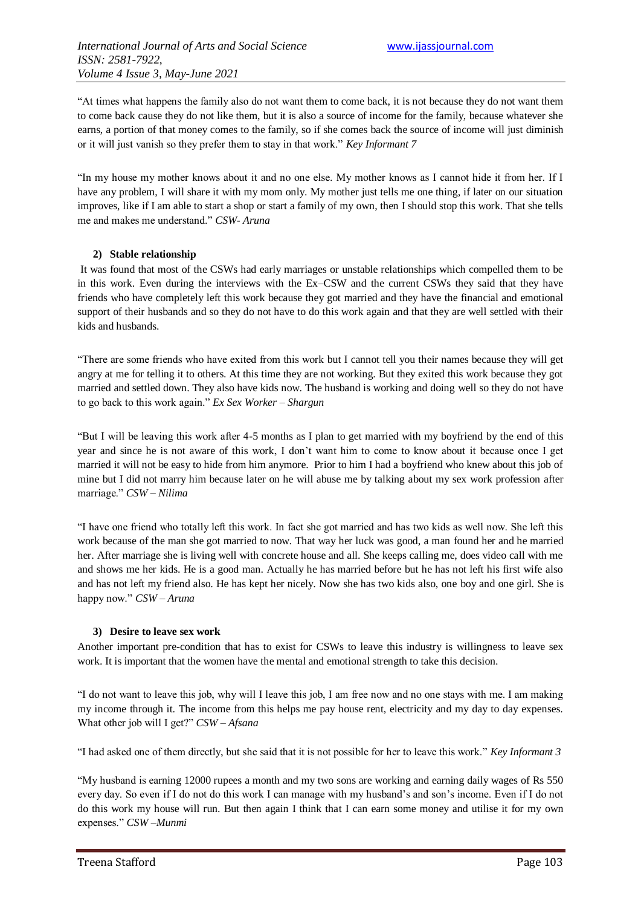"At times what happens the family also do not want them to come back, it is not because they do not want them to come back cause they do not like them, but it is also a source of income for the family, because whatever she earns, a portion of that money comes to the family, so if she comes back the source of income will just diminish or it will just vanish so they prefer them to stay in that work." *Key Informant 7*

"In my house my mother knows about it and no one else. My mother knows as I cannot hide it from her. If I have any problem, I will share it with my mom only. My mother just tells me one thing, if later on our situation improves, like if I am able to start a shop or start a family of my own, then I should stop this work. That she tells me and makes me understand." *CSW- Aruna*

### 2) Stable relationship

It was found that most of the CSWs had early marriages or unstable relationships which compelled them to be in this work. Even during the interviews with the Ex–CSW and the current CSWs they said that they have friends who have completely left this work because they got married and they have the financial and emotional support of their husbands and so they do not have to do this work again and that they are well settled with their kids and husbands.

"There are some friends who have exited from this work but I cannot tell you their names because they will get angry at me for telling it to others. At this time they are not working. But they exited this work because they got married and settled down. They also have kids now. The husband is working and doing well so they do not have to go back to this work again." *Ex Sex Worker – Shargun*

"But I will be leaving this work after 4-5 months as I plan to get married with my boyfriend by the end of this year and since he is not aware of this work, I don't want him to come to know about it because once I get married it will not be easy to hide from him anymore. Prior to him I had a boyfriend who knew about this job of mine but I did not marry him because later on he will abuse me by talking about my sex work profession after marriage." *CSW – Nilima*

"I have one friend who totally left this work. In fact she got married and has two kids as well now. She left this work because of the man she got married to now. That way her luck was good, a man found her and he married her. After marriage she is living well with concrete house and all. She keeps calling me, does video call with me and shows me her kids. He is a good man. Actually he has married before but he has not left his first wife also and has not left my friend also. He has kept her nicely. Now she has two kids also, one boy and one girl. She is happy now." *CSW – Aruna*

### 3) Desire to leave sex work

Another important pre-condition that has to exist for CSWs to leave this industry is willingness to leave sex work. It is important that the women have the mental and emotional strength to take this decision.

"I do not want to leave this job, why will I leave this job, I am free now and no one stays with me. I am making my income through it. The income from this helps me pay house rent, electricity and my day to day expenses. What other job will I get?" *CSW – Afsana*

"I had asked one of them directly, but she said that it is not possible for her to leave this work." *Key Informant 3*

"My husband is earning 12000 rupees a month and my two sons are working and earning daily wages of Rs 550 every day. So even if I do not do this work I can manage with my husband's and son's income. Even if I do not do this work my house will run. But then again I think that I can earn some money and utilise it for my own expenses." *CSW –Munmi*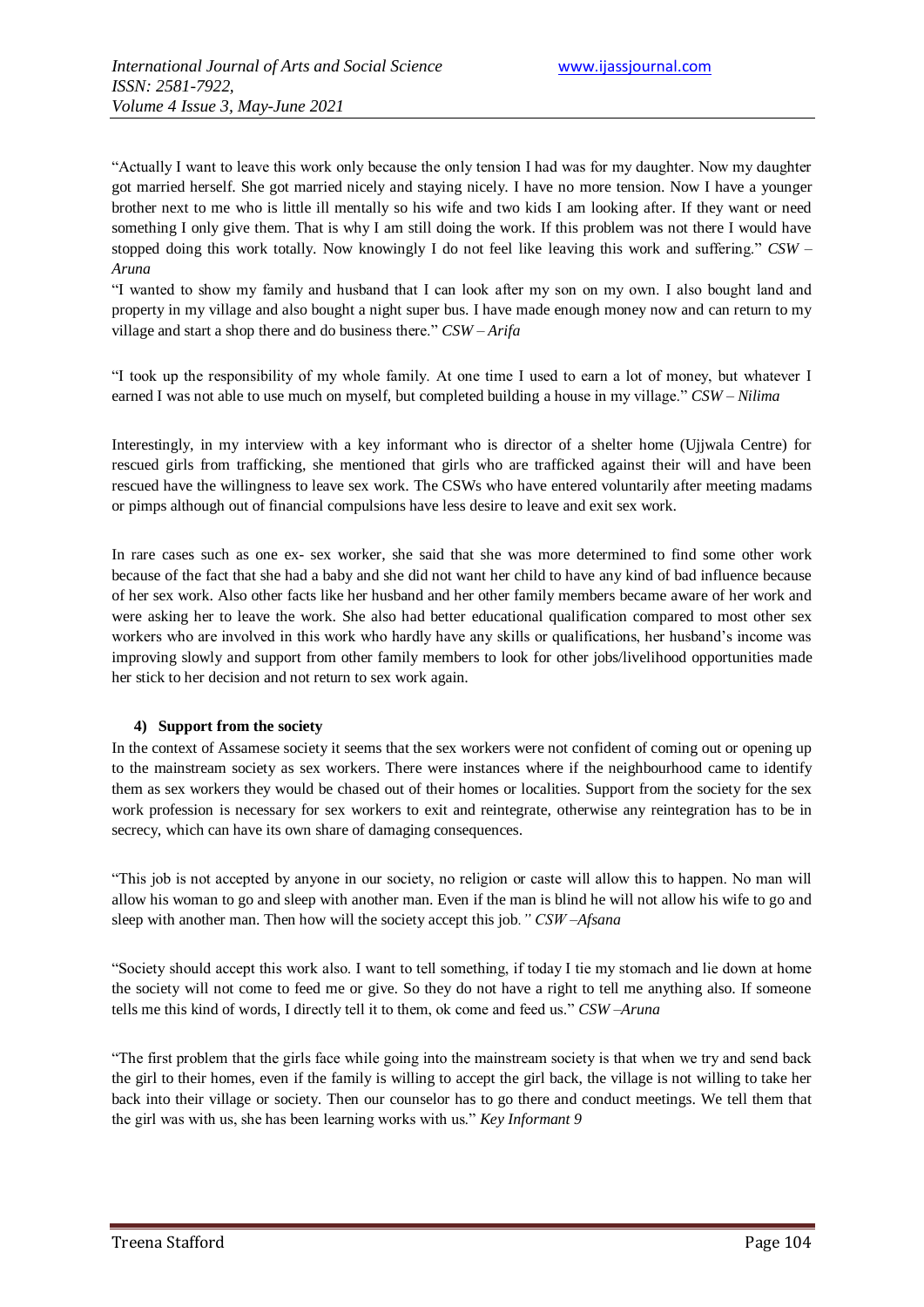"Actually I want to leave this work only because the only tension I had was for my daughter. Now my daughter got married herself. She got married nicely and staying nicely. I have no more tension. Now I have a younger brother next to me who is little ill mentally so his wife and two kids I am looking after. If they want or need something I only give them. That is why I am still doing the work. If this problem was not there I would have stopped doing this work totally. Now knowingly I do not feel like leaving this work and suffering." *CSW – Aruna*

"I wanted to show my family and husband that I can look after my son on my own. I also bought land and property in my village and also bought a night super bus. I have made enough money now and can return to my village and start a shop there and do business there." *CSW – Arifa*

"I took up the responsibility of my whole family. At one time I used to earn a lot of money, but whatever I earned I was not able to use much on myself, but completed building a house in my village." *CSW – Nilima*

Interestingly, in my interview with a key informant who is director of a shelter home (Ujjwala Centre) for rescued girls from trafficking, she mentioned that girls who are trafficked against their will and have been rescued have the willingness to leave sex work. The CSWs who have entered voluntarily after meeting madams or pimps although out of financial compulsions have less desire to leave and exit sex work.

In rare cases such as one ex- sex worker, she said that she was more determined to find some other work because of the fact that she had a baby and she did not want her child to have any kind of bad influence because of her sex work. Also other facts like her husband and her other family members became aware of her work and were asking her to leave the work. She also had better educational qualification compared to most other sex workers who are involved in this work who hardly have any skills or qualifications, her husband's income was improving slowly and support from other family members to look for other jobs/livelihood opportunities made her stick to her decision and not return to sex work again.

#### 4) Support from the society

In the context of Assamese society it seems that the sex workers were not confident of coming out or opening up to the mainstream society as sex workers. There were instances where if the neighbourhood came to identify them as sex workers they would be chased out of their homes or localities. Support from the society for the sex work profession is necessary for sex workers to exit and reintegrate, otherwise any reintegration has to be in secrecy, which can have its own share of damaging consequences.

"This job is not accepted by anyone in our society, no religion or caste will allow this to happen. No man will allow his woman to go and sleep with another man. Even if the man is blind he will not allow his wife to go and sleep with another man. Then how will the society accept this job.*" CSW –Afsana*

"Society should accept this work also. I want to tell something, if today I tie my stomach and lie down at home the society will not come to feed me or give. So they do not have a right to tell me anything also. If someone tells me this kind of words, I directly tell it to them, ok come and feed us." *CSW –Aruna*

"The first problem that the girls face while going into the mainstream society is that when we try and send back the girl to their homes, even if the family is willing to accept the girl back, the village is not willing to take her back into their village or society. Then our counselor has to go there and conduct meetings. We tell them that the girl was with us, she has been learning works with us." *Key Informant 9*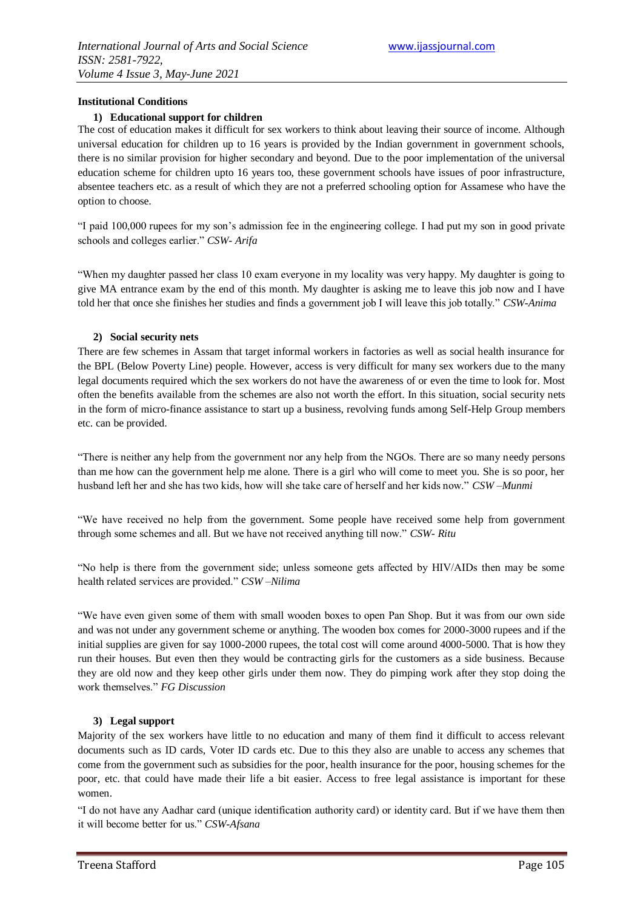**Institutional Conditions**

1) **Educational support for children**

The cost of education makes it difficult for sex workers to think about leaving their source of income. Although universal education for children up to 16 years is provided by the Indian government in government schools, there is no similar provision for higher secondary and beyond. Due to the poor implementation of the universal education scheme for children upto 16 years too, these government schools have issues of poor infrastructure, absentee teachers etc. as a result of which they are not a preferred schooling option for Assamese who have the option to choose.

"I paid 100,000 rupees for my son's admission fee in the engineering college. I had put my son in good private schools and colleges earlier." *CSW- Arifa*

"When my daughter passed her class 10 exam everyone in my locality was very happy. My daughter is going to give MA entrance exam by the end of this month. My daughter is asking me to leave this job now and I have told her that once she finishes her studies and finds a government job I will leave this job totally." *CSW-Anima*

2) **Social security nets**

There are few schemes in Assam that target informal workers in factories as well as social health insurance for the BPL (Below Poverty Line) people. However, access is very difficult for many sex workers due to the many legal documents required which the sex workers do not have the awareness of or even the time to look for. Most often the benefits available from the schemes are also not worth the effort. In this situation, social security nets in the form of micro-finance assistance to start up a business, revolving funds among Self-Help Group members etc. can be provided.

"There is neither any help from the government nor any help from the NGOs. There are so many needy persons than me how can the government help me alone. There is a girl who will come to meet you. She is so poor, her husband left her and she has two kids, how will she take care of herself and her kids now." *CSW –Munmi*

"We have received no help from the government. Some people have received some help from government through some schemes and all. But we have not received anything till now." *CSW- Ritu*

"No help is there from the government side; unless someone gets affected by HIV/AIDs then may be some health related services are provided." *CSW –Nilima*

"We have even given some of them with small wooden boxes to open Pan Shop. But it was from our own side and was not under any government scheme or anything. The wooden box comes for 2000-3000 rupees and if the initial supplies are given for say 1000-2000 rupees, the total cost will come around 4000-5000. That is how they run their houses. But even then they would be contracting girls for the customers as a side business. Because they are old now and they keep other girls under them now. They do pimping work after they stop doing the work themselves." *FG Discussion*

3) **Legal support**

Majority of the sex workers have little to no education and many of them find it difficult to access relevant documents such as ID cards, Voter ID cards etc. Due to this they also are unable to access any schemes that come from the government such as subsidies for the poor, health insurance for the poor, housing schemes for the poor, etc. that could have made their life a bit easier. Access to free legal assistance is important for these women.

"I do not have any Aadhar card (unique identification authority card) or identity card. But if we have them then it will become better for us." *CSW-Afsana*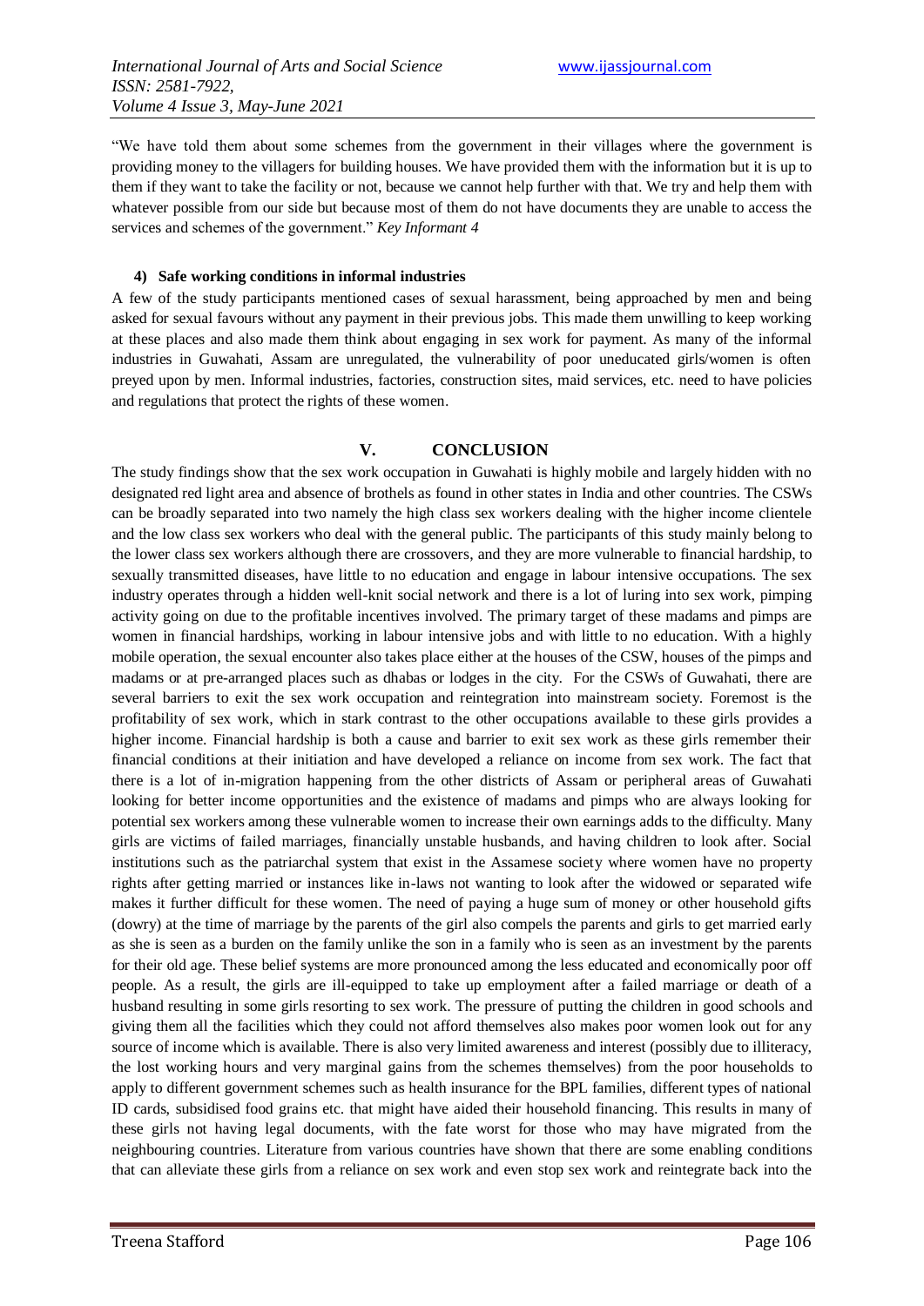"We have told them about some schemes from the government in their villages where the government is providing money to the villagers for building houses. We have provided them with the information but it is up to them if they want to take the facility or not, because we cannot help further with that. We try and help them with whatever possible from our side but because most of them do not have documents they are unable to access the services and schemes of the government." *Key Informant 4*

#### 4) Safe working conditions in informal industries

A few of the study participants mentioned cases of sexual harassment, being approached by men and being asked for sexual favours without any payment in their previous jobs. This made them unwilling to keep working at these places and also made them think about engaging in sex work for payment. As many of the informal industries in Guwahati, Assam are unregulated, the vulnerability of poor uneducated girls/women is often preyed upon by men. Informal industries, factories, construction sites, maid services, etc. need to have policies and regulations that protect the rights of these women.

## V. CONCLUSION

The study findings show that the sex work occupation in Guwahati is highly mobile and largely hidden with no designated red light area and absence of brothels as found in other states in India and other countries. The CSWs can be broadly separated into two namely the high class sex workers dealing with the higher income clientele and the low class sex workers who deal with the general public. The participants of this study mainly belong to the lower class sex workers although there are crossovers, and they are more vulnerable to financial hardship, to sexually transmitted diseases, have little to no education and engage in labour intensive occupations. The sex industry operates through a hidden well-knit social network and there is a lot of luring into sex work, pimping activity going on due to the profitable incentives involved. The primary target of these madams and pimps are women in financial hardships, working in labour intensive jobs and with little to no education. With a highly mobile operation, the sexual encounter also takes place either at the houses of the CSW, houses of the pimps and madams or at pre-arranged places such as dhabas or lodges in the city. For the CSWs of Guwahati, there are several barriers to exit the sex work occupation and reintegration into mainstream society. Foremost is the profitability of sex work, which in stark contrast to the other occupations available to these girls provides a higher income. Financial hardship is both a cause and barrier to exit sex work as these girls remember their financial conditions at their initiation and have developed a reliance on income from sex work. The fact that there is a lot of in-migration happening from the other districts of Assam or peripheral areas of Guwahati looking for better income opportunities and the existence of madams and pimps who are always looking for potential sex workers among these vulnerable women to increase their own earnings adds to the difficulty. Many girls are victims of failed marriages, financially unstable husbands, and having children to look after. Social institutions such as the patriarchal system that exist in the Assamese society where women have no property rights after getting married or instances like in-laws not wanting to look after the widowed or separated wife makes it further difficult for these women. The need of paying a huge sum of money or other household gifts (dowry) at the time of marriage by the parents of the girl also compels the parents and girls to get married early as she is seen as a burden on the family unlike the son in a family who is seen as an investment by the parents for their old age. These belief systems are more pronounced among the less educated and economically poor off people. As a result, the girls are ill-equipped to take up employment after a failed marriage or death of a husband resulting in some girls resorting to sex work. The pressure of putting the children in good schools and giving them all the facilities which they could not afford themselves also makes poor women look out for any source of income which is available. There is also very limited awareness and interest (possibly due to illiteracy, the lost working hours and very marginal gains from the schemes themselves) from the poor households to apply to different government schemes such as health insurance for the BPL families, different types of national ID cards, subsidised food grains etc. that might have aided their household financing. This results in many of these girls not having legal documents, with the fate worst for those who may have migrated from the neighbouring countries. Literature from various countries have shown that there are some enabling conditions that can alleviate these girls from a reliance on sex work and even stop sex work and reintegrate back into the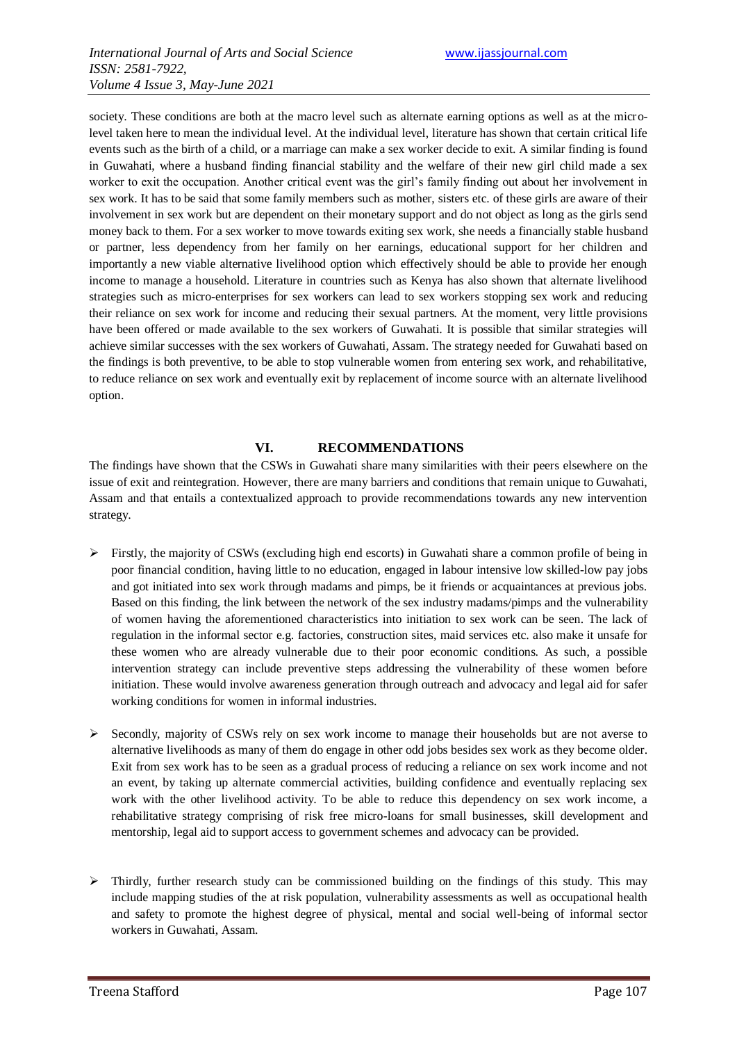society. These conditions are both at the macro level such as alternate earning options as well as at the micro-level taken here to mean the individual level. At the individual level, literature has shown that certain critical life events such as the birth of a child, or a marriage can make a sex worker decide to exit. A similar finding is found in Guwahati, where a husband finding financial stability and the welfare of their new girl child made a sex worker to exit the occupation. Another critical event was the girl's family finding out about her involvement in sex work. It has to be said that some family members such as mother, sisters etc. of these girls are aware of their involvement in sex work but are dependent on their monetary support and do not object as long as the girls send money back to them. For a sex worker to move towards exiting sex work, she needs a financially stable husband or partner, less dependency from her family on her earnings, educational support for her children and importantly a new viable alternative livelihood option which effectively should be able to provide her enough income to manage a household. Literature in countries such as Kenya has also shown that alternate livelihood strategies such as micro-enterprises for sex workers can lead to sex workers stopping sex work and reducing their reliance on sex work for income and reducing their sexual partners. At the moment, very little provisions have been offered or made available to the sex workers of Guwahati. It is possible that similar strategies will achieve similar successes with the sex workers of Guwahati, Assam. The strategy needed for Guwahati based on the findings is both preventive, to be able to stop vulnerable women from entering sex work, and rehabilitative, to reduce reliance on sex work and eventually exit by replacement of income source with an alternate livelihood option.

## VI. RECOMMENDATIONS

The findings have shown that the CSWs in Guwahati share many similarities with their peers elsewhere on the issue of exit and reintegration. However, there are many barriers and conditions that remain unique to Guwahati, Assam and that entails a contextualized approach to provide recommendations towards any new intervention strategy.

- Firstly, the majority of CSWs (excluding high end escorts) in Guwahati share a common profile of being in poor financial condition, having little to no education, engaged in labour intensive low skilled-low pay jobs and got initiated into sex work through madams and pimps, be it friends or acquaintances at previous jobs. Based on this finding, the link between the network of the sex industry madams/pimps and the vulnerability of women having the aforementioned characteristics into initiation to sex work can be seen. The lack of regulation in the informal sector e.g. factories, construction sites, maid services etc. also make it unsafe for these women who are already vulnerable due to their poor economic conditions. As such, a possible intervention strategy can include preventive steps addressing the vulnerability of these women before initiation. These would involve awareness generation through outreach and advocacy and legal aid for safer working conditions for women in informal industries.

- Secondly, majority of CSWs rely on sex work income to manage their households but are not averse to alternative livelihoods as many of them do engage in other odd jobs besides sex work as they become older. Exit from sex work has to be seen as a gradual process of reducing a reliance on sex work income and not an event, by taking up alternate commercial activities, building confidence and eventually replacing sex work with the other livelihood activity. To be able to reduce this dependency on sex work income, a rehabilitative strategy comprising of risk free micro-loans for small businesses, skill development and mentorship, legal aid to support access to government schemes and advocacy can be provided.

- Thirdly, further research study can be commissioned building on the findings of this study. This may include mapping studies of the at risk population, vulnerability assessments as well as occupational health and safety to promote the highest degree of physical, mental and social well-being of informal sector workers in Guwahati, Assam.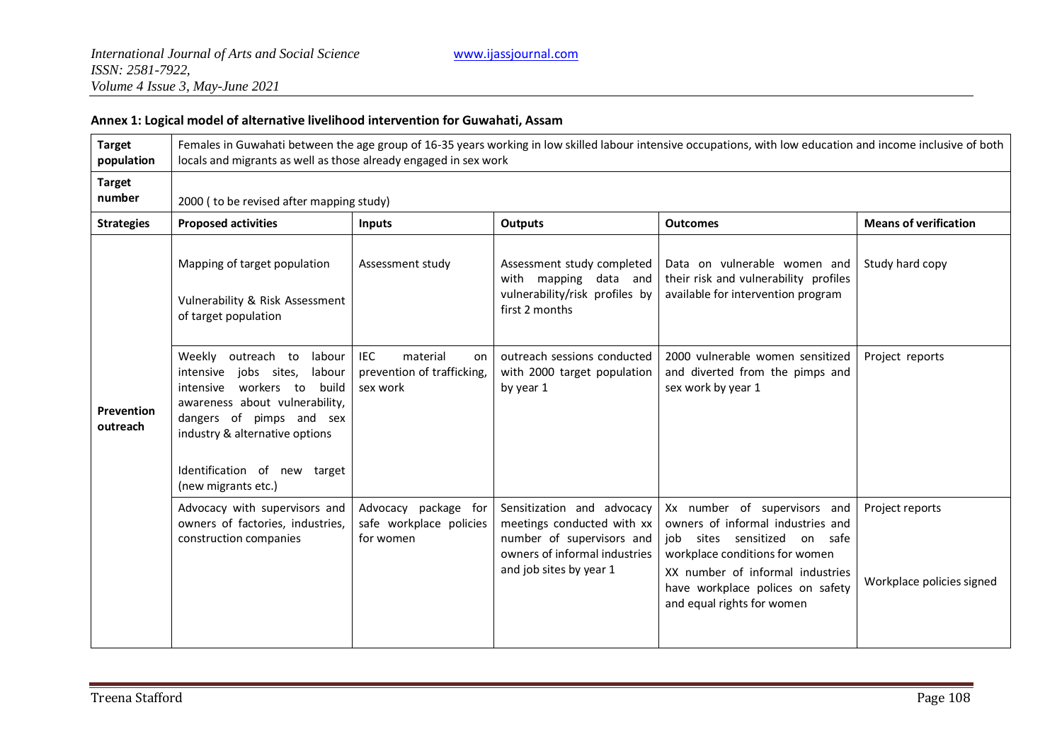**Annex 1: Logical model of alternative livelihood intervention for Guwahati, Assam**

| **Target population** | Females in Guwahati between the age group of 16-35 years working in low skilled labour intensive occupations, with low education and income inclusive of both locals and migrants as well as those already engaged in sex work | | | | |
|---|---|---|---|---|---|
| **Target number** | 2000 ( to be revised after mapping study) | | | | |
| **Strategies** | **Proposed activities** | **Inputs** | **Outputs** | **Outcomes** | **Means of verification** |
| **Prevention outreach** | Mapping of target population<br><br>Vulnerability & Risk Assessment of target population | Assessment study | Assessment study completed with mapping data and vulnerability/risk profiles by first 2 months | Data on vulnerable women and their risk and vulnerability profiles available for intervention program | Study hard copy |
| | Weekly outreach to labour intensive jobs sites, labour intensive workers to build awareness about vulnerability, dangers of pimps and sex industry & alternative options<br><br>Identification of new target (new migrants etc.) | IEC material on prevention of trafficking, sex work | outreach sessions conducted with 2000 target population by year 1 | 2000 vulnerable women sensitized and diverted from the pimps and sex work by year 1 | Project reports |
| | Advocacy with supervisors and owners of factories, industries, construction companies | Advocacy package for safe workplace policies for women | Sensitization and advocacy meetings conducted with xx number of supervisors and owners of informal industries and job sites by year 1 | Xx number of supervisors and owners of informal industries and job sites sensitized on safe workplace conditions for women<br><br>XX number of informal industries have workplace polices on safety and equal rights for women | Project reports<br><br>Workplace policies signed |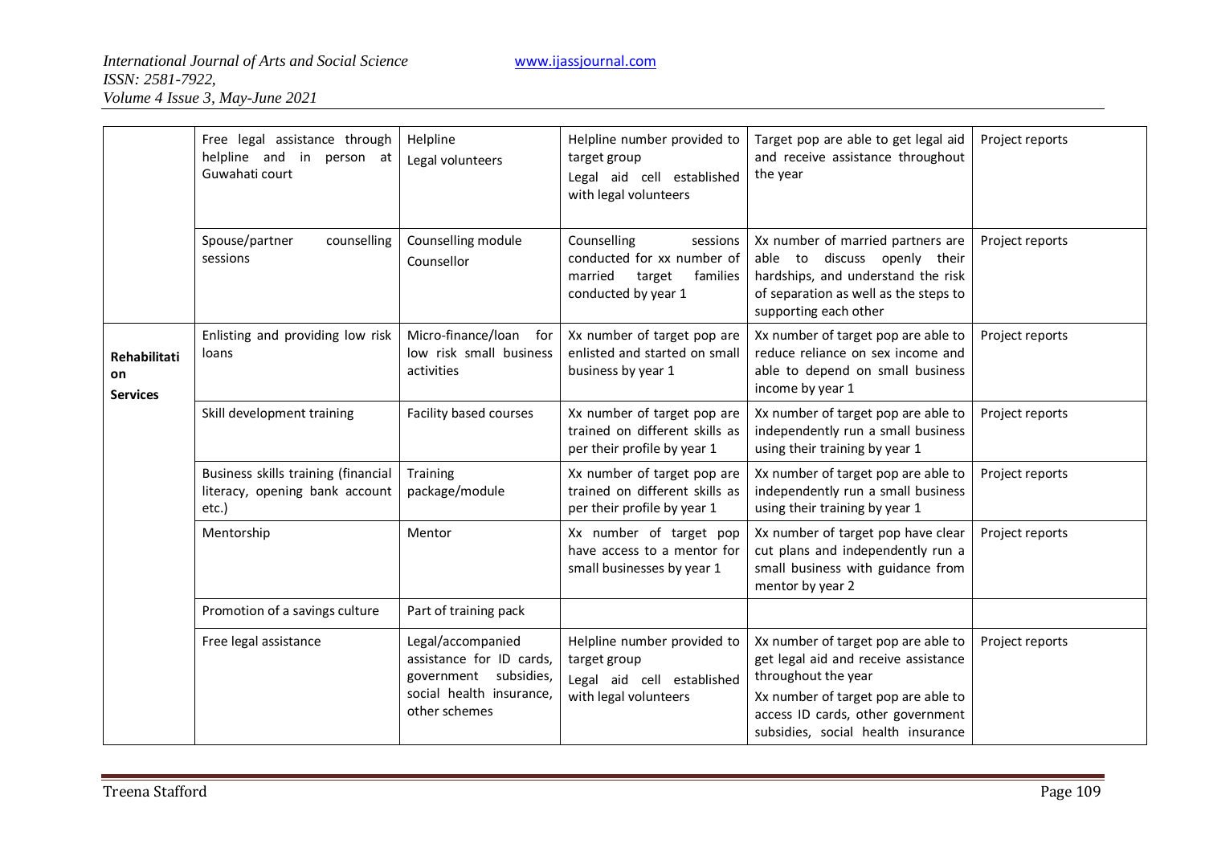| | | | | | |
|---|---|---|---|---|---|
| | Free legal assistance through helpline and in person at Guwahati court | Helpline<br>Legal volunteers | Helpline number provided to target group<br>Legal aid cell established with legal volunteers | Target pop are able to get legal aid and receive assistance throughout the year | Project reports |
| | Spouse/partner counselling sessions | Counselling module<br>Counsellor | Counselling sessions conducted for xx number of married target families conducted by year 1 | Xx number of married partners are able to discuss openly their hardships, and understand the risk of separation as well as the steps to supporting each other | Project reports |
| **Rehabilitation Services** | Enlisting and providing low risk loans | Micro-finance/loan for low risk small business activities | Xx number of target pop are enlisted and started on small business by year 1 | Xx number of target pop are able to reduce reliance on sex income and able to depend on small business income by year 1 | Project reports |
| | Skill development training | Facility based courses | Xx number of target pop are trained on different skills as per their profile by year 1 | Xx number of target pop are able to independently run a small business using their training by year 1 | Project reports |
| | Business skills training (financial literacy, opening bank account etc.) | Training package/module | Xx number of target pop are trained on different skills as per their profile by year 1 | Xx number of target pop are able to independently run a small business using their training by year 1 | Project reports |
| | Mentorship | Mentor | Xx number of target pop have access to a mentor for small businesses by year 1 | Xx number of target pop have clear cut plans and independently run a small business with guidance from mentor by year 2 | Project reports |
| | Promotion of a savings culture | Part of training pack | | | |
| | Free legal assistance | Legal/accompanied assistance for ID cards, government subsidies, social health insurance, other schemes | Helpline number provided to target group<br>Legal aid cell established with legal volunteers | Xx number of target pop are able to get legal aid and receive assistance throughout the year<br>Xx number of target pop are able to access ID cards, other government subsidies, social health insurance | Project reports |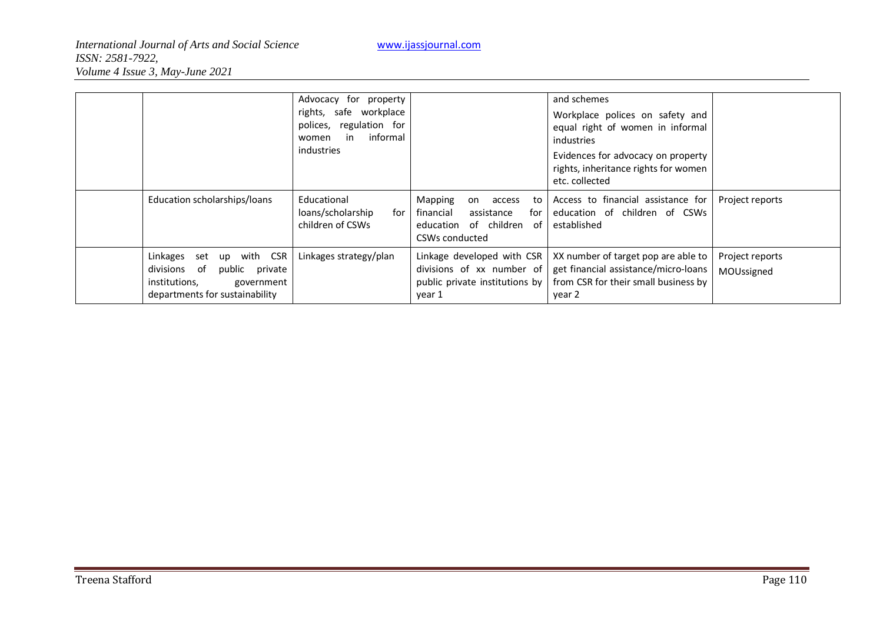|  |  | Advocacy for property rights, safe workplace polices, regulation for women in informal industries |  | and schemes<br>Workplace polices on safety and equal right of women in informal industries<br>Evidences for advocacy on property rights, inheritance rights for women etc. collected |  |
|---|---|---|---|---|---|
|  | Education scholarships/loans | Educational loans/scholarship for children of CSWs | Mapping on access to financial assistance for education of children of CSWs conducted | Access to financial assistance for education of children of CSWs established | Project reports |
|  | Linkages set up with CSR divisions of public private institutions, government departments for sustainability | Linkages strategy/plan | Linkage developed with CSR divisions of xx number of public private institutions by year 1 | XX number of target pop are able to get financial assistance/micro-loans from CSR for their small business by year 2 | Project reports<br>MOUssigned |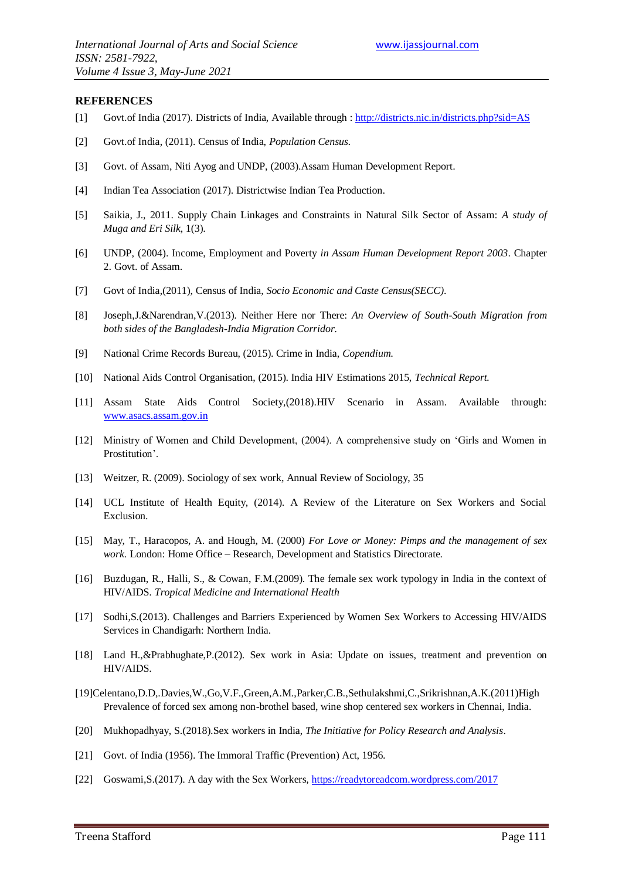## REFERENCES

[1] Govt.of India (2017). Districts of India, Available through : http://districts.nic.in/districts.php?sid=AS

[2] Govt.of India, (2011). Census of India, *Population Census.*

[3] Govt. of Assam, Niti Ayog and UNDP, (2003).Assam Human Development Report.

[4] Indian Tea Association (2017). Districtwise Indian Tea Production.

[5] Saikia, J., 2011. Supply Chain Linkages and Constraints in Natural Silk Sector of Assam: *A study of Muga and Eri Silk*, 1(3).

[6] UNDP, (2004). Income, Employment and Poverty *in Assam Human Development Report 2003*. Chapter 2. Govt. of Assam.

[7] Govt of India,(2011), Census of India, *Socio Economic and Caste Census(SECC).*

[8] Joseph,J.&Narendran,V.(2013). Neither Here nor There: *An Overview of South-South Migration from both sides of the Bangladesh-India Migration Corridor.*

[9] National Crime Records Bureau, (2015). Crime in India, *Copendium.*

[10] National Aids Control Organisation, (2015). India HIV Estimations 2015, *Technical Report.*

[11] Assam State Aids Control Society,(2018).HIV Scenario in Assam. Available through: www.asacs.assam.gov.in

[12] Ministry of Women and Child Development, (2004). A comprehensive study on 'Girls and Women in Prostitution'.

[13] Weitzer, R. (2009). Sociology of sex work, Annual Review of Sociology, 35

[14] UCL Institute of Health Equity, (2014). A Review of the Literature on Sex Workers and Social Exclusion.

[15] May, T., Haracopos, A. and Hough, M. (2000) *For Love or Money: Pimps and the management of sex work.* London: Home Office – Research, Development and Statistics Directorate.

[16] Buzdugan, R., Halli, S., & Cowan, F.M.(2009). The female sex work typology in India in the context of HIV/AIDS. *Tropical Medicine and International Health*

[17] Sodhi,S.(2013). Challenges and Barriers Experienced by Women Sex Workers to Accessing HIV/AIDS Services in Chandigarh: Northern India.

[18] Land H.,&Prabhughate,P.(2012). Sex work in Asia: Update on issues, treatment and prevention on HIV/AIDS.

[19]Celentano,D.D,.Davies,W.,Go,V.F.,Green,A.M.,Parker,C.B.,Sethulakshmi,C.,Srikrishnan,A.K.(2011)High Prevalence of forced sex among non-brothel based, wine shop centered sex workers in Chennai, India.

[20] Mukhopadhyay, S.(2018).Sex workers in India, *The Initiative for Policy Research and Analysis*.

[21] Govt. of India (1956). The Immoral Traffic (Prevention) Act, 1956.

[22] Goswami,S.(2017). A day with the Sex Workers, https://readytoreadcom.wordpress.com/2017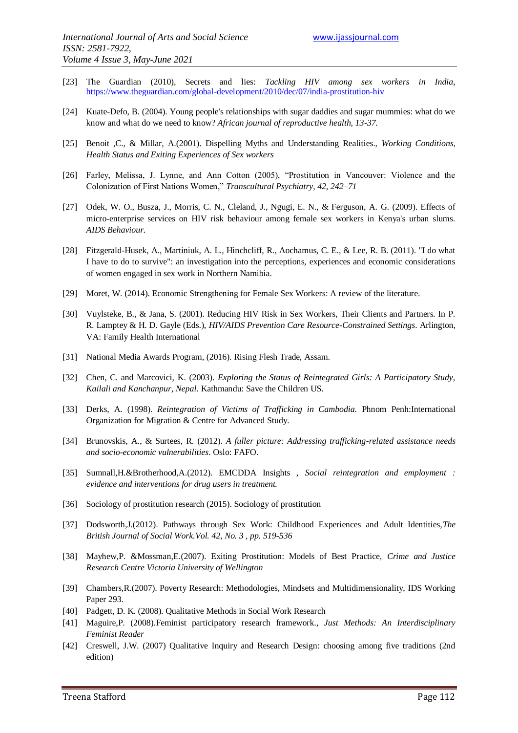[23] The Guardian (2010), Secrets and lies: *Tackling HIV among sex workers in India*, https://www.theguardian.com/global-development/2010/dec/07/india-prostitution-hiv

[24] Kuate-Defo, B. (2004). Young people's relationships with sugar daddies and sugar mummies: what do we know and what do we need to know? *African journal of reproductive health, 13-37.*

[25] Benoit ,C., & Millar, A.(2001). Dispelling Myths and Understanding Realities., *Working Conditions, Health Status and Exiting Experiences of Sex workers*

[26] Farley, Melissa, J. Lynne, and Ann Cotton (2005), "Prostitution in Vancouver: Violence and the Colonization of First Nations Women," *Transcultural Psychiatry, 42, 242–71*

[27] Odek, W. O., Busza, J., Morris, C. N., Cleland, J., Ngugi, E. N., & Ferguson, A. G. (2009). Effects of micro-enterprise services on HIV risk behaviour among female sex workers in Kenya's urban slums. *AIDS Behaviour.*

[28] Fitzgerald-Husek, A., Martiniuk, A. L., Hinchcliff, R., Aochamus, C. E., & Lee, R. B. (2011). "I do what I have to do to survive": an investigation into the perceptions, experiences and economic considerations of women engaged in sex work in Northern Namibia.

[29] Moret, W. (2014). Economic Strengthening for Female Sex Workers: A review of the literature.

[30] Vuylsteke, B., & Jana, S. (2001). Reducing HIV Risk in Sex Workers, Their Clients and Partners. In P. R. Lamptey & H. D. Gayle (Eds.), *HIV/AIDS Prevention Care Resource-Constrained Settings*. Arlington, VA: Family Health International

[31] National Media Awards Program, (2016). Rising Flesh Trade, Assam.

[32] Chen, C. and Marcovici, K. (2003). *Exploring the Status of Reintegrated Girls: A Participatory Study, Kailali and Kanchanpur, Nepal*. Kathmandu: Save the Children US.

[33] Derks, A. (1998). *Reintegration of Victims of Trafficking in Cambodia.* Phnom Penh:International Organization for Migration & Centre for Advanced Study.

[34] Brunovskis, A., & Surtees, R. (2012). *A fuller picture: Addressing trafficking-related assistance needs and socio-economic vulnerabilities*. Oslo: FAFO.

[35] Sumnall,H.&Brotherhood,A.(2012). EMCDDA Insights , *Social reintegration and employment : evidence and interventions for drug users in treatment.*

[36] Sociology of prostitution research (2015). Sociology of prostitution

[37] Dodsworth,J.(2012). Pathways through Sex Work: Childhood Experiences and Adult Identities,*The British Journal of Social Work.Vol. 42, No. 3 , pp. 519-536*

[38] Mayhew,P. &Mossman,E.(2007). Exiting Prostitution: Models of Best Practice, *Crime and Justice Research Centre Victoria University of Wellington*

[39] Chambers,R.(2007). Poverty Research: Methodologies, Mindsets and Multidimensionality, IDS Working Paper 293.

[40] Padgett, D. K. (2008). Qualitative Methods in Social Work Research

[41] Maguire,P. (2008).Feminist participatory research framework., *Just Methods: An Interdisciplinary Feminist Reader*

[42] Creswell, J.W. (2007) Qualitative Inquiry and Research Design: choosing among five traditions (2nd edition)